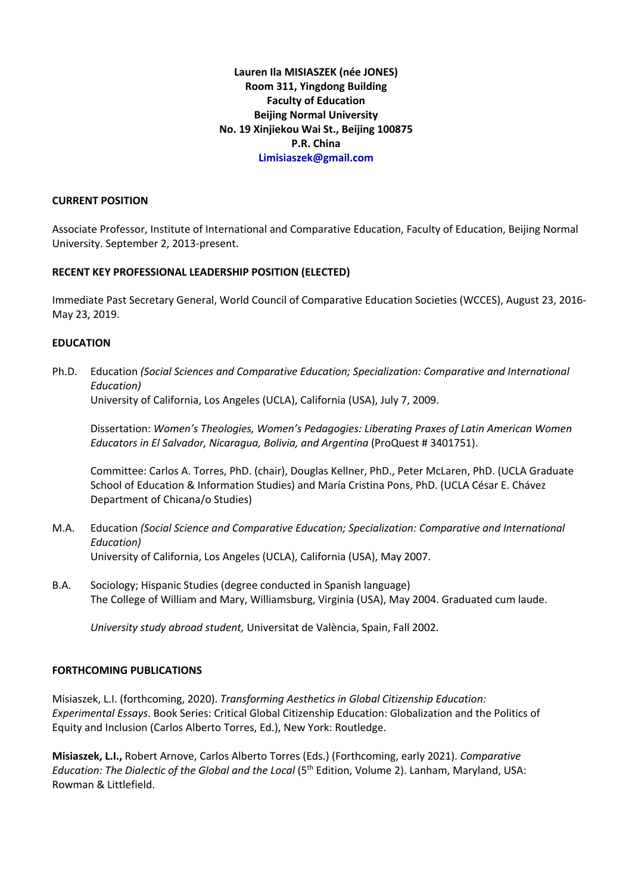**Lauren Ila MISIASZEK (née JONES)**
**Room 311, Yingdong Building**
**Faculty of Education**
**Beijing Normal University**
**No. 19 Xinjiekou Wai St., Beijing 100875**
**P.R. China**
**Limisiaszek@gmail.com**

## CURRENT POSITION

Associate Professor, Institute of International and Comparative Education, Faculty of Education, Beijing Normal University. September 2, 2013-present.

## RECENT KEY PROFESSIONAL LEADERSHIP POSITION (ELECTED)

Immediate Past Secretary General, World Council of Comparative Education Societies (WCCES), August 23, 2016-May 23, 2019.

## EDUCATION

Ph.D. Education *(Social Sciences and Comparative Education; Specialization: Comparative and International Education)*
University of California, Los Angeles (UCLA), California (USA), July 7, 2009.

Dissertation: *Women's Theologies, Women's Pedagogies: Liberating Praxes of Latin American Women Educators in El Salvador, Nicaragua, Bolivia, and Argentina* (ProQuest # 3401751).

Committee: Carlos A. Torres, PhD. (chair), Douglas Kellner, PhD., Peter McLaren, PhD. (UCLA Graduate School of Education & Information Studies) and María Cristina Pons, PhD. (UCLA César E. Chávez Department of Chicana/o Studies)

M.A. Education *(Social Science and Comparative Education; Specialization: Comparative and International Education)*
University of California, Los Angeles (UCLA), California (USA), May 2007.

B.A. Sociology; Hispanic Studies (degree conducted in Spanish language)
The College of William and Mary, Williamsburg, Virginia (USA), May 2004. Graduated cum laude.

*University study abroad student,* Universitat de València, Spain, Fall 2002.

## FORTHCOMING PUBLICATIONS

Misiaszek, L.I. (forthcoming, 2020). *Transforming Aesthetics in Global Citizenship Education: Experimental Essays*. Book Series: Critical Global Citizenship Education: Globalization and the Politics of Equity and Inclusion (Carlos Alberto Torres, Ed.), New York: Routledge.

**Misiaszek, L.I.,** Robert Arnove, Carlos Alberto Torres (Eds.) (Forthcoming, early 2021). *Comparative Education: The Dialectic of the Global and the Local* (5th Edition, Volume 2). Lanham, Maryland, USA: Rowman & Littlefield.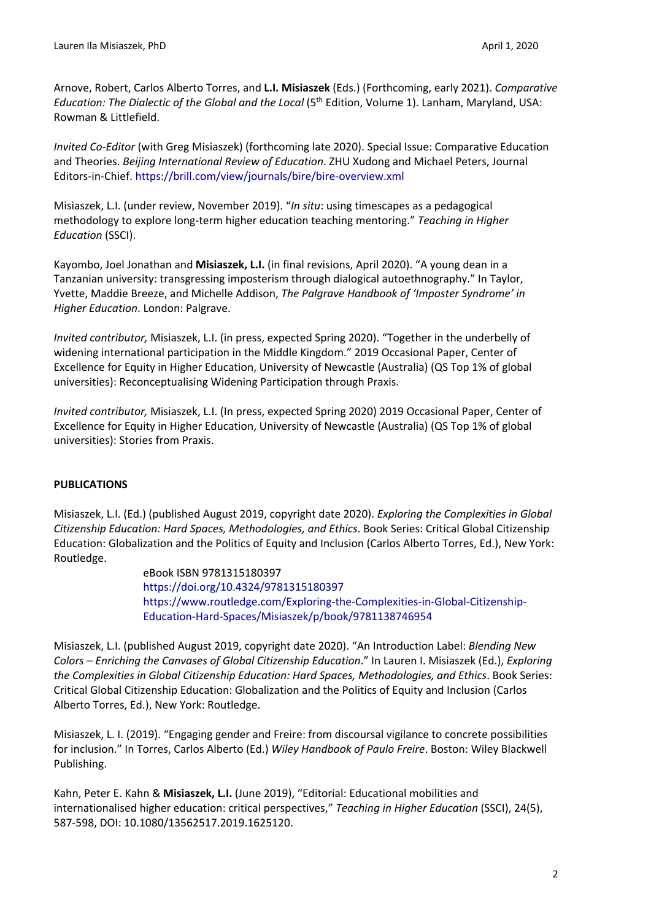Arnove, Robert, Carlos Alberto Torres, and **L.I. Misiaszek** (Eds.) (Forthcoming, early 2021). *Comparative Education: The Dialectic of the Global and the Local* (5th Edition, Volume 1). Lanham, Maryland, USA: Rowman & Littlefield.

*Invited Co-Editor* (with Greg Misiaszek) (forthcoming late 2020). Special Issue: Comparative Education and Theories. *Beijing International Review of Education*. ZHU Xudong and Michael Peters, Journal Editors-in-Chief. https://brill.com/view/journals/bire/bire-overview.xml

Misiaszek, L.I. (under review, November 2019). "*In situ*: using timescapes as a pedagogical methodology to explore long-term higher education teaching mentoring." *Teaching in Higher Education* (SSCI).

Kayombo, Joel Jonathan and **Misiaszek, L.I.** (in final revisions, April 2020). "A young dean in a Tanzanian university: transgressing imposterism through dialogical autoethnography." In Taylor, Yvette, Maddie Breeze, and Michelle Addison, *The Palgrave Handbook of 'Imposter Syndrome' in Higher Education*. London: Palgrave.

*Invited contributor,* Misiaszek, L.I. (in press, expected Spring 2020). "Together in the underbelly of widening international participation in the Middle Kingdom." 2019 Occasional Paper, Center of Excellence for Equity in Higher Education, University of Newcastle (Australia) (QS Top 1% of global universities): Reconceptualising Widening Participation through Praxis.

*Invited contributor,* Misiaszek, L.I. (In press, expected Spring 2020) 2019 Occasional Paper, Center of Excellence for Equity in Higher Education, University of Newcastle (Australia) (QS Top 1% of global universities): Stories from Praxis.

**PUBLICATIONS**

Misiaszek, L.I. (Ed.) (published August 2019, copyright date 2020). *Exploring the Complexities in Global Citizenship Education: Hard Spaces, Methodologies, and Ethics*. Book Series: Critical Global Citizenship Education: Globalization and the Politics of Equity and Inclusion (Carlos Alberto Torres, Ed.), New York: Routledge.

> eBook ISBN 9781315180397
> https://doi.org/10.4324/9781315180397
> https://www.routledge.com/Exploring-the-Complexities-in-Global-Citizenship-Education-Hard-Spaces/Misiaszek/p/book/9781138746954

Misiaszek, L.I. (published August 2019, copyright date 2020). "An Introduction Label: *Blending New Colors – Enriching the Canvases of Global Citizenship Education*." In Lauren I. Misiaszek (Ed.), *Exploring the Complexities in Global Citizenship Education: Hard Spaces, Methodologies, and Ethics*. Book Series: Critical Global Citizenship Education: Globalization and the Politics of Equity and Inclusion (Carlos Alberto Torres, Ed.), New York: Routledge.

Misiaszek, L. I. (2019). "Engaging gender and Freire: from discoursal vigilance to concrete possibilities for inclusion." In Torres, Carlos Alberto (Ed.) *Wiley Handbook of Paulo Freire*. Boston: Wiley Blackwell Publishing.

Kahn, Peter E. Kahn & **Misiaszek, L.I.** (June 2019), "Editorial: Educational mobilities and internationalised higher education: critical perspectives," *Teaching in Higher Education* (SSCI), 24(5), 587-598, DOI: 10.1080/13562517.2019.1625120.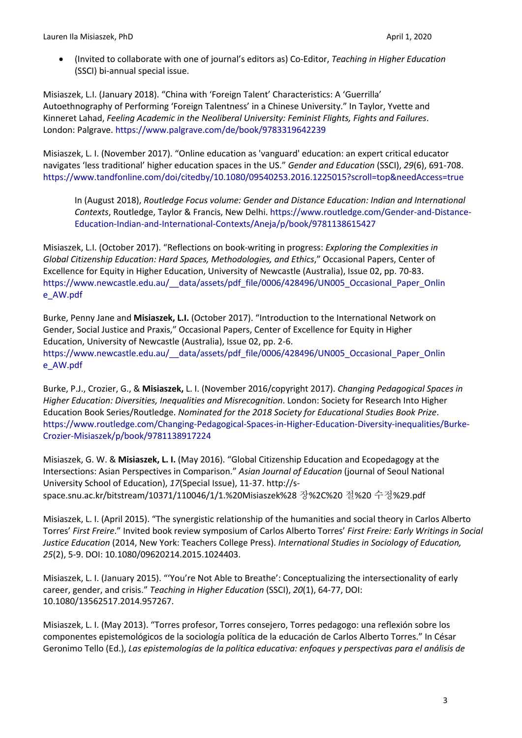- (Invited to collaborate with one of journal's editors as) Co-Editor, *Teaching in Higher Education* (SSCI) bi-annual special issue.

Misiaszek, L.I. (January 2018). "China with 'Foreign Talent' Characteristics: A 'Guerrilla' Autoethnography of Performing 'Foreign Talentness' in a Chinese University." In Taylor, Yvette and Kinneret Lahad, *Feeling Academic in the Neoliberal University: Feminist Flights, Fights and Failures*. London: Palgrave. https://www.palgrave.com/de/book/9783319642239

Misiaszek, L. I. (November 2017). "Online education as 'vanguard' education: an expert critical educator navigates 'less traditional' higher education spaces in the US." *Gender and Education* (SSCI), *29*(6), 691-708. https://www.tandfonline.com/doi/citedby/10.1080/09540253.2016.1225015?scroll=top&needAccess=true

> In (August 2018), *Routledge Focus volume: Gender and Distance Education: Indian and International Contexts*, Routledge, Taylor & Francis, New Delhi. https://www.routledge.com/Gender-and-Distance-Education-Indian-and-International-Contexts/Aneja/p/book/9781138615427

Misiaszek, L.I. (October 2017). "Reflections on book-writing in progress: *Exploring the Complexities in Global Citizenship Education: Hard Spaces, Methodologies, and Ethics*," Occasional Papers, Center of Excellence for Equity in Higher Education, University of Newcastle (Australia), Issue 02, pp. 70-83. https://www.newcastle.edu.au/__data/assets/pdf_file/0006/428496/UN005_Occasional_Paper_Online_AW.pdf

Burke, Penny Jane and **Misiaszek, L.I.** (October 2017). "Introduction to the International Network on Gender, Social Justice and Praxis," Occasional Papers, Center of Excellence for Equity in Higher Education, University of Newcastle (Australia), Issue 02, pp. 2-6. https://www.newcastle.edu.au/__data/assets/pdf_file/0006/428496/UN005_Occasional_Paper_Online_AW.pdf

Burke, P.J., Crozier, G., & **Misiaszek,** L. I. (November 2016/copyright 2017). *Changing Pedagogical Spaces in Higher Education: Diversities, Inequalities and Misrecognition*. London: Society for Research Into Higher Education Book Series/Routledge. *Nominated for the 2018 Society for Educational Studies Book Prize*. https://www.routledge.com/Changing-Pedagogical-Spaces-in-Higher-Education-Diversity-inequalities/Burke-Crozier-Misiaszek/p/book/9781138917224

Misiaszek, G. W. & **Misiaszek, L. I.** (May 2016). "Global Citizenship Education and Ecopedagogy at the Intersections: Asian Perspectives in Comparison." *Asian Journal of Education* (journal of Seoul National University School of Education), *17*(Special Issue), 11-37. http://s-space.snu.ac.kr/bitstream/10371/110046/1/1.%20Misiaszek%28 장%2C%20 절%20 수정%29.pdf

Misiaszek, L. I. (April 2015). "The synergistic relationship of the humanities and social theory in Carlos Alberto Torres' *First Freire*." Invited book review symposium of Carlos Alberto Torres' *First Freire: Early Writings in Social Justice Education* (2014, New York: Teachers College Press). *International Studies in Sociology of Education, 25*(2), 5-9. DOI: 10.1080/09620214.2015.1024403.

Misiaszek, L. I. (January 2015). "'You're Not Able to Breathe': Conceptualizing the intersectionality of early career, gender, and crisis." *Teaching in Higher Education* (SSCI), *20*(1), 64-77, DOI: 10.1080/13562517.2014.957267.

Misiaszek, L. I. (May 2013). "Torres profesor, Torres consejero, Torres pedagogo: una reflexión sobre los componentes epistemológicos de la sociología política de la educación de Carlos Alberto Torres." In César Geronimo Tello (Ed.), *Las epistemologías de la política educativa: enfoques y perspectivas para el análisis de*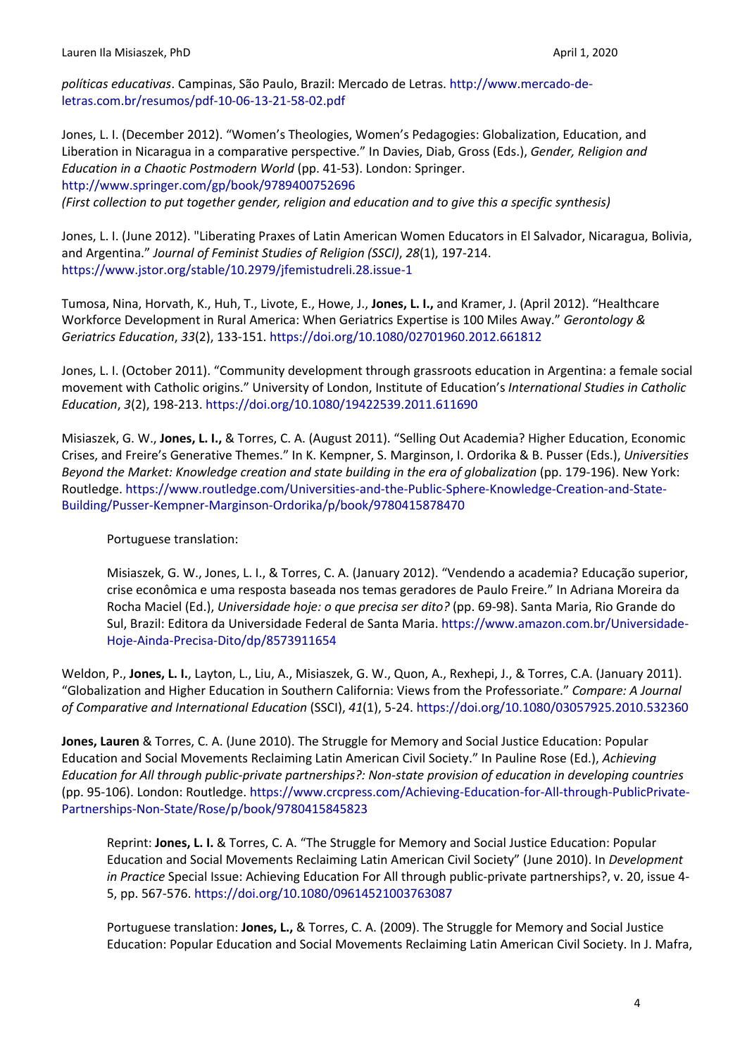*políticas educativas*. Campinas, São Paulo, Brazil: Mercado de Letras. http://www.mercado-de-letras.com.br/resumos/pdf-10-06-13-21-58-02.pdf

Jones, L. I. (December 2012). “Women’s Theologies, Women’s Pedagogies: Globalization, Education, and Liberation in Nicaragua in a comparative perspective.” In Davies, Diab, Gross (Eds.), *Gender, Religion and Education in a Chaotic Postmodern World* (pp. 41-53). London: Springer. http://www.springer.com/gp/book/9789400752696
*(First collection to put together gender, religion and education and to give this a specific synthesis)*

Jones, L. I. (June 2012). "Liberating Praxes of Latin American Women Educators in El Salvador, Nicaragua, Bolivia, and Argentina.” *Journal of Feminist Studies of Religion (SSCI)*, *28*(1), 197-214. https://www.jstor.org/stable/10.2979/jfemistudreli.28.issue-1

Tumosa, Nina, Horvath, K., Huh, T., Livote, E., Howe, J., **Jones, L. I.,** and Kramer, J. (April 2012). “Healthcare Workforce Development in Rural America: When Geriatrics Expertise is 100 Miles Away.” *Gerontology & Geriatrics Education*, *33*(2), 133-151. https://doi.org/10.1080/02701960.2012.661812

Jones, L. I. (October 2011). “Community development through grassroots education in Argentina: a female social movement with Catholic origins.” University of London, Institute of Education’s *International Studies in Catholic Education*, *3*(2), 198-213. https://doi.org/10.1080/19422539.2011.611690

Misiaszek, G. W., **Jones, L. I.,** & Torres, C. A. (August 2011). “Selling Out Academia? Higher Education, Economic Crises, and Freire’s Generative Themes.” In K. Kempner, S. Marginson, I. Ordorika & B. Pusser (Eds.), *Universities Beyond the Market: Knowledge creation and state building in the era of globalization* (pp. 179-196). New York: Routledge. https://www.routledge.com/Universities-and-the-Public-Sphere-Knowledge-Creation-and-State-Building/Pusser-Kempner-Marginson-Ordorika/p/book/9780415878470

> Portuguese translation:
>
> Misiaszek, G. W., Jones, L. I., & Torres, C. A. (January 2012). “Vendendo a academia? Educação superior, crise econômica e uma resposta baseada nos temas geradores de Paulo Freire.” In Adriana Moreira da Rocha Maciel (Ed.), *Universidade hoje: o que precisa ser dito?* (pp. 69-98). Santa Maria, Rio Grande do Sul, Brazil: Editora da Universidade Federal de Santa Maria. https://www.amazon.com.br/Universidade-Hoje-Ainda-Precisa-Dito/dp/8573911654

Weldon, P., **Jones, L. I.**, Layton, L., Liu, A., Misiaszek, G. W., Quon, A., Rexhepi, J., & Torres, C.A. (January 2011). “Globalization and Higher Education in Southern California: Views from the Professoriate.” *Compare: A Journal of Comparative and International Education* (SSCI), *41*(1), 5-24. https://doi.org/10.1080/03057925.2010.532360

**Jones, Lauren** & Torres, C. A. (June 2010). The Struggle for Memory and Social Justice Education: Popular Education and Social Movements Reclaiming Latin American Civil Society.” In Pauline Rose (Ed.), *Achieving Education for All through public-private partnerships?: Non-state provision of education in developing countries* (pp. 95-106). London: Routledge. https://www.crcpress.com/Achieving-Education-for-All-through-PublicPrivate-Partnerships-Non-State/Rose/p/book/9780415845823

> Reprint: **Jones, L. I.** & Torres, C. A. “The Struggle for Memory and Social Justice Education: Popular Education and Social Movements Reclaiming Latin American Civil Society” (June 2010). In *Development in Practice* Special Issue: Achieving Education For All through public-private partnerships?, v. 20, issue 4-5, pp. 567-576. https://doi.org/10.1080/09614521003763087
>
> Portuguese translation: **Jones, L.,** & Torres, C. A. (2009). The Struggle for Memory and Social Justice Education: Popular Education and Social Movements Reclaiming Latin American Civil Society. In J. Mafra,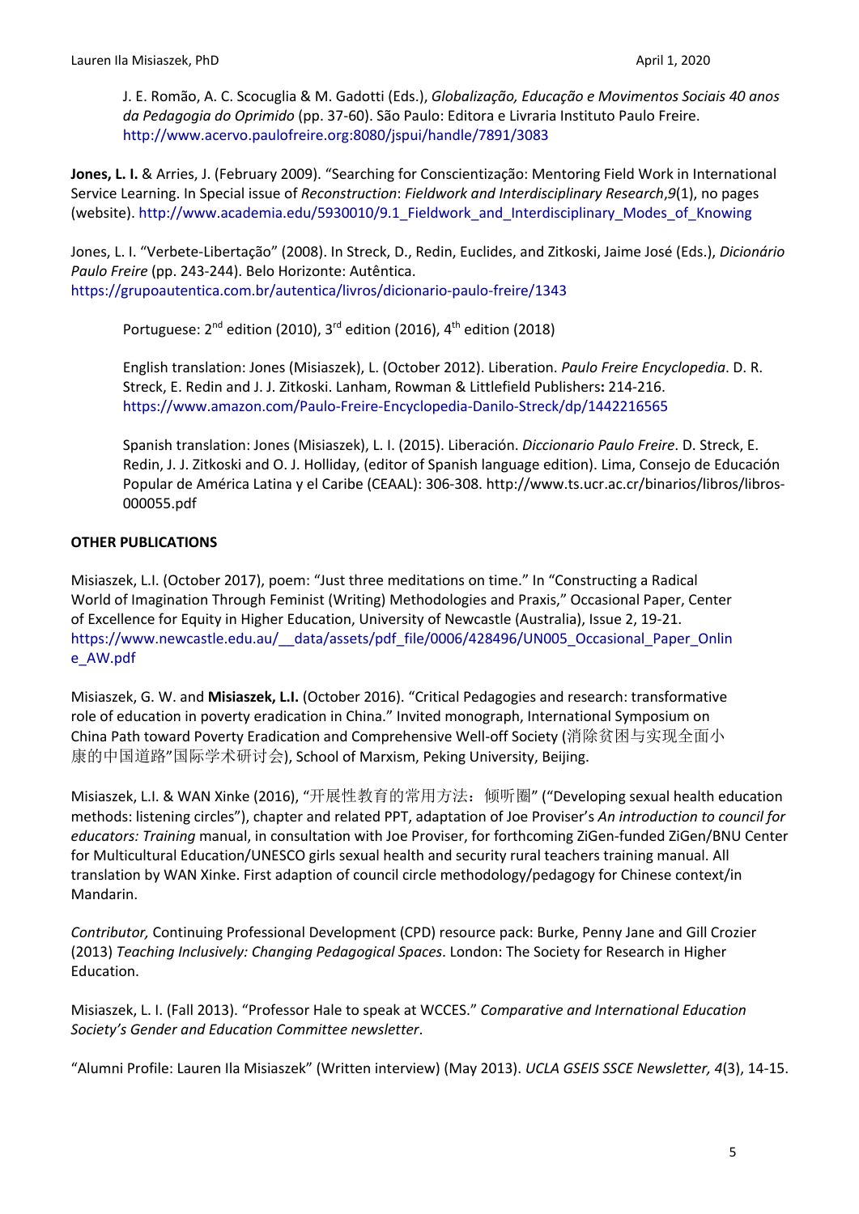J. E. Romão, A. C. Scocuglia & M. Gadotti (Eds.), *Globalização, Educação e Movimentos Sociais 40 anos da Pedagogia do Oprimido* (pp. 37-60). São Paulo: Editora e Livraria Instituto Paulo Freire. http://www.acervo.paulofreire.org:8080/jspui/handle/7891/3083

**Jones, L. I.** & Arries, J. (February 2009). "Searching for Conscientização: Mentoring Field Work in International Service Learning. In Special issue of *Reconstruction*: *Fieldwork and Interdisciplinary Research*,*9*(1), no pages (website). http://www.academia.edu/5930010/9.1_Fieldwork_and_Interdisciplinary_Modes_of_Knowing

Jones, L. I. "Verbete-Libertação" (2008). In Streck, D., Redin, Euclides, and Zitkoski, Jaime José (Eds.), *Dicionário Paulo Freire* (pp. 243-244). Belo Horizonte: Autêntica. https://grupoautentica.com.br/autentica/livros/dicionario-paulo-freire/1343

Portuguese: 2nd edition (2010), 3rd edition (2016), 4th edition (2018)

English translation: Jones (Misiaszek), L. (October 2012). Liberation. *Paulo Freire Encyclopedia*. D. R. Streck, E. Redin and J. J. Zitkoski. Lanham, Rowman & Littlefield Publishers**:** 214-216. https://www.amazon.com/Paulo-Freire-Encyclopedia-Danilo-Streck/dp/1442216565

Spanish translation: Jones (Misiaszek), L. I. (2015). Liberación. *Diccionario Paulo Freire*. D. Streck, E. Redin, J. J. Zitkoski and O. J. Holliday, (editor of Spanish language edition). Lima, Consejo de Educación Popular de América Latina y el Caribe (CEAAL): 306-308. http://www.ts.ucr.ac.cr/binarios/libros/libros-000055.pdf

## OTHER PUBLICATIONS

Misiaszek, L.I. (October 2017), poem: "Just three meditations on time." In "Constructing a Radical World of Imagination Through Feminist (Writing) Methodologies and Praxis," Occasional Paper, Center of Excellence for Equity in Higher Education, University of Newcastle (Australia), Issue 2, 19-21. https://www.newcastle.edu.au/__data/assets/pdf_file/0006/428496/UN005_Occasional_Paper_Online_AW.pdf

Misiaszek, G. W. and **Misiaszek, L.I.** (October 2016). "Critical Pedagogies and research: transformative role of education in poverty eradication in China." Invited monograph, International Symposium on China Path toward Poverty Eradication and Comprehensive Well-off Society (消除贫困与实现全面小康的中国道路"国际学术研讨会), School of Marxism, Peking University, Beijing.

Misiaszek, L.I. & WAN Xinke (2016), "开展性教育的常用方法：倾听圈" ("Developing sexual health education methods: listening circles"), chapter and related PPT, adaptation of Joe Proviser's *An introduction to council for educators: Training* manual, in consultation with Joe Proviser, for forthcoming ZiGen-funded ZiGen/BNU Center for Multicultural Education/UNESCO girls sexual health and security rural teachers training manual. All translation by WAN Xinke. First adaption of council circle methodology/pedagogy for Chinese context/in Mandarin.

*Contributor,* Continuing Professional Development (CPD) resource pack: Burke, Penny Jane and Gill Crozier (2013) *Teaching Inclusively: Changing Pedagogical Spaces*. London: The Society for Research in Higher Education.

Misiaszek, L. I. (Fall 2013). "Professor Hale to speak at WCCES." *Comparative and International Education Society's Gender and Education Committee newsletter*.

"Alumni Profile: Lauren Ila Misiaszek" (Written interview) (May 2013). *UCLA GSEIS SSCE Newsletter, 4*(3), 14-15.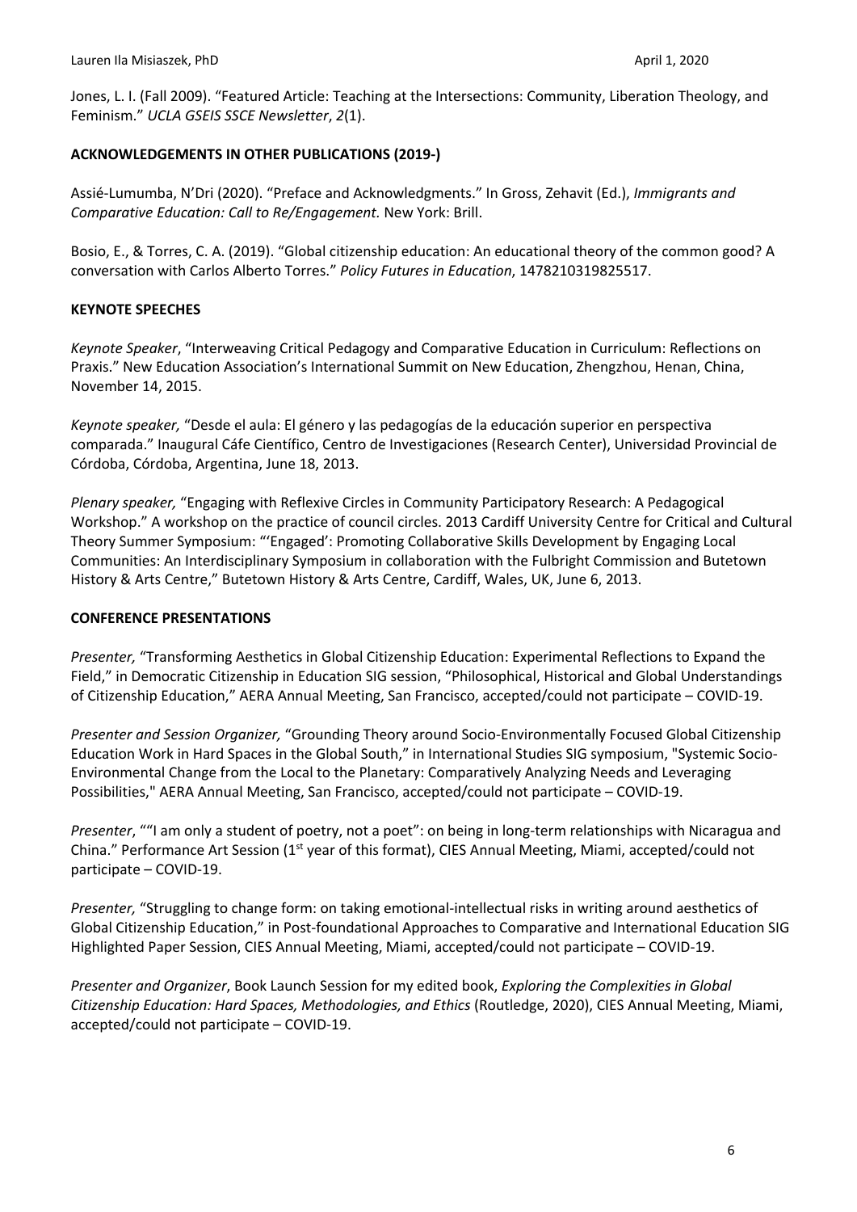Jones, L. I. (Fall 2009). "Featured Article: Teaching at the Intersections: Community, Liberation Theology, and Feminism." *UCLA GSEIS SSCE Newsletter*, *2*(1).

### ACKNOWLEDGEMENTS IN OTHER PUBLICATIONS (2019-)

Assié-Lumumba, N'Dri (2020). "Preface and Acknowledgments." In Gross, Zehavit (Ed.), *Immigrants and Comparative Education: Call to Re/Engagement.* New York: Brill.

Bosio, E., & Torres, C. A. (2019). "Global citizenship education: An educational theory of the common good? A conversation with Carlos Alberto Torres." *Policy Futures in Education*, 1478210319825517.

### KEYNOTE SPEECHES

*Keynote Speaker*, "Interweaving Critical Pedagogy and Comparative Education in Curriculum: Reflections on Praxis." New Education Association's International Summit on New Education, Zhengzhou, Henan, China, November 14, 2015.

*Keynote speaker,* "Desde el aula: El género y las pedagogías de la educación superior en perspectiva comparada." Inaugural Cáfe Científico, Centro de Investigaciones (Research Center), Universidad Provincial de Córdoba, Córdoba, Argentina, June 18, 2013.

*Plenary speaker,* "Engaging with Reflexive Circles in Community Participatory Research: A Pedagogical Workshop." A workshop on the practice of council circles. 2013 Cardiff University Centre for Critical and Cultural Theory Summer Symposium: "'Engaged': Promoting Collaborative Skills Development by Engaging Local Communities: An Interdisciplinary Symposium in collaboration with the Fulbright Commission and Butetown History & Arts Centre," Butetown History & Arts Centre, Cardiff, Wales, UK, June 6, 2013.

### CONFERENCE PRESENTATIONS

*Presenter,* "Transforming Aesthetics in Global Citizenship Education: Experimental Reflections to Expand the Field," in Democratic Citizenship in Education SIG session, "Philosophical, Historical and Global Understandings of Citizenship Education," AERA Annual Meeting, San Francisco, accepted/could not participate – COVID-19.

*Presenter and Session Organizer,* "Grounding Theory around Socio-Environmentally Focused Global Citizenship Education Work in Hard Spaces in the Global South," in International Studies SIG symposium, "Systemic Socio-Environmental Change from the Local to the Planetary: Comparatively Analyzing Needs and Leveraging Possibilities," AERA Annual Meeting, San Francisco, accepted/could not participate – COVID-19.

*Presenter*, ""I am only a student of poetry, not a poet": on being in long-term relationships with Nicaragua and China." Performance Art Session (1st year of this format), CIES Annual Meeting, Miami, accepted/could not participate – COVID-19.

*Presenter,* "Struggling to change form: on taking emotional-intellectual risks in writing around aesthetics of Global Citizenship Education," in Post-foundational Approaches to Comparative and International Education SIG Highlighted Paper Session, CIES Annual Meeting, Miami, accepted/could not participate – COVID-19.

*Presenter and Organizer*, Book Launch Session for my edited book, *Exploring the Complexities in Global Citizenship Education: Hard Spaces, Methodologies, and Ethics* (Routledge, 2020), CIES Annual Meeting, Miami, accepted/could not participate – COVID-19.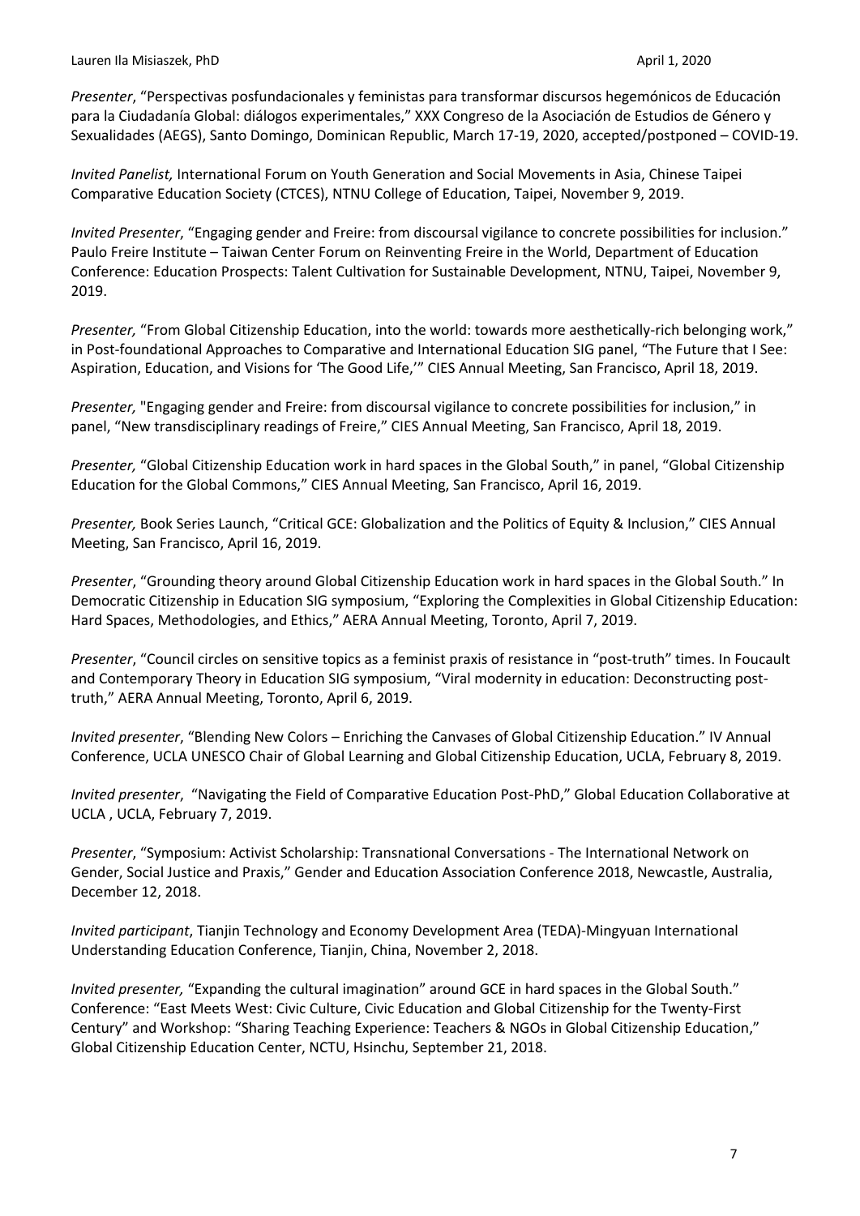*Presenter*, “Perspectivas posfundacionales y feministas para transformar discursos hegemónicos de Educación para la Ciudadanía Global: diálogos experimentales,” XXX Congreso de la Asociación de Estudios de Género y Sexualidades (AEGS), Santo Domingo, Dominican Republic, March 17-19, 2020, accepted/postponed – COVID-19.

*Invited Panelist,* International Forum on Youth Generation and Social Movements in Asia, Chinese Taipei Comparative Education Society (CTCES), NTNU College of Education, Taipei, November 9, 2019.

*Invited Presenter*, “Engaging gender and Freire: from discoursal vigilance to concrete possibilities for inclusion.” Paulo Freire Institute – Taiwan Center Forum on Reinventing Freire in the World, Department of Education Conference: Education Prospects: Talent Cultivation for Sustainable Development, NTNU, Taipei, November 9, 2019.

*Presenter,* “From Global Citizenship Education, into the world: towards more aesthetically-rich belonging work,” in Post-foundational Approaches to Comparative and International Education SIG panel, “The Future that I See: Aspiration, Education, and Visions for ‘The Good Life,’” CIES Annual Meeting, San Francisco, April 18, 2019.

*Presenter,* "Engaging gender and Freire: from discoursal vigilance to concrete possibilities for inclusion," in panel, “New transdisciplinary readings of Freire,” CIES Annual Meeting, San Francisco, April 18, 2019.

*Presenter,* “Global Citizenship Education work in hard spaces in the Global South,” in panel, “Global Citizenship Education for the Global Commons,” CIES Annual Meeting, San Francisco, April 16, 2019.

*Presenter,* Book Series Launch, “Critical GCE: Globalization and the Politics of Equity & Inclusion,” CIES Annual Meeting, San Francisco, April 16, 2019.

*Presenter*, “Grounding theory around Global Citizenship Education work in hard spaces in the Global South.” In Democratic Citizenship in Education SIG symposium, “Exploring the Complexities in Global Citizenship Education: Hard Spaces, Methodologies, and Ethics,” AERA Annual Meeting, Toronto, April 7, 2019.

*Presenter*, “Council circles on sensitive topics as a feminist praxis of resistance in “post-truth” times. In Foucault and Contemporary Theory in Education SIG symposium, “Viral modernity in education: Deconstructing post-truth,” AERA Annual Meeting, Toronto, April 6, 2019.

*Invited presenter*, “Blending New Colors – Enriching the Canvases of Global Citizenship Education.” IV Annual Conference, UCLA UNESCO Chair of Global Learning and Global Citizenship Education, UCLA, February 8, 2019.

*Invited presenter*, “Navigating the Field of Comparative Education Post-PhD,” Global Education Collaborative at UCLA , UCLA, February 7, 2019.

*Presenter*, “Symposium: Activist Scholarship: Transnational Conversations - The International Network on Gender, Social Justice and Praxis,” Gender and Education Association Conference 2018, Newcastle, Australia, December 12, 2018.

*Invited participant*, Tianjin Technology and Economy Development Area (TEDA)-Mingyuan International Understanding Education Conference, Tianjin, China, November 2, 2018.

*Invited presenter,* “Expanding the cultural imagination” around GCE in hard spaces in the Global South.” Conference: “East Meets West: Civic Culture, Civic Education and Global Citizenship for the Twenty-First Century” and Workshop: “Sharing Teaching Experience: Teachers & NGOs in Global Citizenship Education,” Global Citizenship Education Center, NCTU, Hsinchu, September 21, 2018.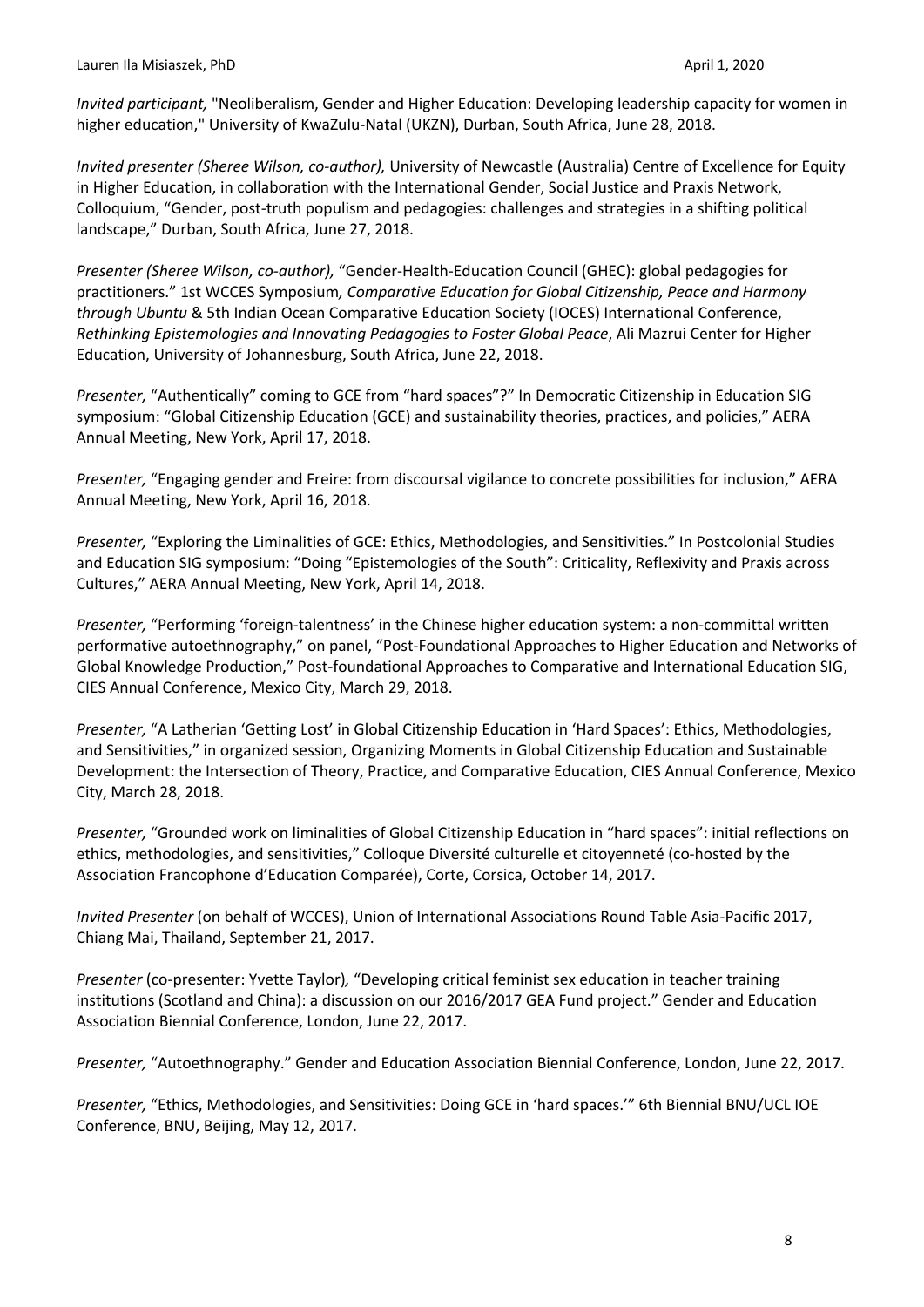*Invited participant,* "Neoliberalism, Gender and Higher Education: Developing leadership capacity for women in higher education," University of KwaZulu-Natal (UKZN), Durban, South Africa, June 28, 2018.

*Invited presenter (Sheree Wilson, co-author),* University of Newcastle (Australia) Centre of Excellence for Equity in Higher Education, in collaboration with the International Gender, Social Justice and Praxis Network, Colloquium, "Gender, post-truth populism and pedagogies: challenges and strategies in a shifting political landscape," Durban, South Africa, June 27, 2018.

*Presenter (Sheree Wilson, co-author),* "Gender-Health-Education Council (GHEC): global pedagogies for practitioners." 1st WCCES Symposium*, Comparative Education for Global Citizenship, Peace and Harmony through Ubuntu* & 5th Indian Ocean Comparative Education Society (IOCES) International Conference, *Rethinking Epistemologies and Innovating Pedagogies to Foster Global Peace*, Ali Mazrui Center for Higher Education, University of Johannesburg, South Africa, June 22, 2018.

*Presenter,* "Authentically" coming to GCE from "hard spaces"?" In Democratic Citizenship in Education SIG symposium: "Global Citizenship Education (GCE) and sustainability theories, practices, and policies," AERA Annual Meeting, New York, April 17, 2018.

*Presenter,* "Engaging gender and Freire: from discoursal vigilance to concrete possibilities for inclusion," AERA Annual Meeting, New York, April 16, 2018.

*Presenter,* "Exploring the Liminalities of GCE: Ethics, Methodologies, and Sensitivities." In Postcolonial Studies and Education SIG symposium: "Doing "Epistemologies of the South": Criticality, Reflexivity and Praxis across Cultures," AERA Annual Meeting, New York, April 14, 2018.

*Presenter,* "Performing 'foreign-talentness' in the Chinese higher education system: a non-committal written performative autoethnography," on panel, "Post-Foundational Approaches to Higher Education and Networks of Global Knowledge Production," Post-foundational Approaches to Comparative and International Education SIG, CIES Annual Conference, Mexico City, March 29, 2018.

*Presenter,* "A Latherian 'Getting Lost' in Global Citizenship Education in 'Hard Spaces': Ethics, Methodologies, and Sensitivities," in organized session, Organizing Moments in Global Citizenship Education and Sustainable Development: the Intersection of Theory, Practice, and Comparative Education, CIES Annual Conference, Mexico City, March 28, 2018.

*Presenter,* "Grounded work on liminalities of Global Citizenship Education in "hard spaces": initial reflections on ethics, methodologies, and sensitivities," Colloque Diversité culturelle et citoyenneté (co-hosted by the Association Francophone d'Education Comparée), Corte, Corsica, October 14, 2017.

*Invited Presenter* (on behalf of WCCES), Union of International Associations Round Table Asia-Pacific 2017, Chiang Mai, Thailand, September 21, 2017.

*Presenter* (co-presenter: Yvette Taylor)*,* "Developing critical feminist sex education in teacher training institutions (Scotland and China): a discussion on our 2016/2017 GEA Fund project." Gender and Education Association Biennial Conference, London, June 22, 2017.

*Presenter,* "Autoethnography." Gender and Education Association Biennial Conference, London, June 22, 2017.

*Presenter,* "Ethics, Methodologies, and Sensitivities: Doing GCE in 'hard spaces.'" 6th Biennial BNU/UCL IOE Conference, BNU, Beijing, May 12, 2017.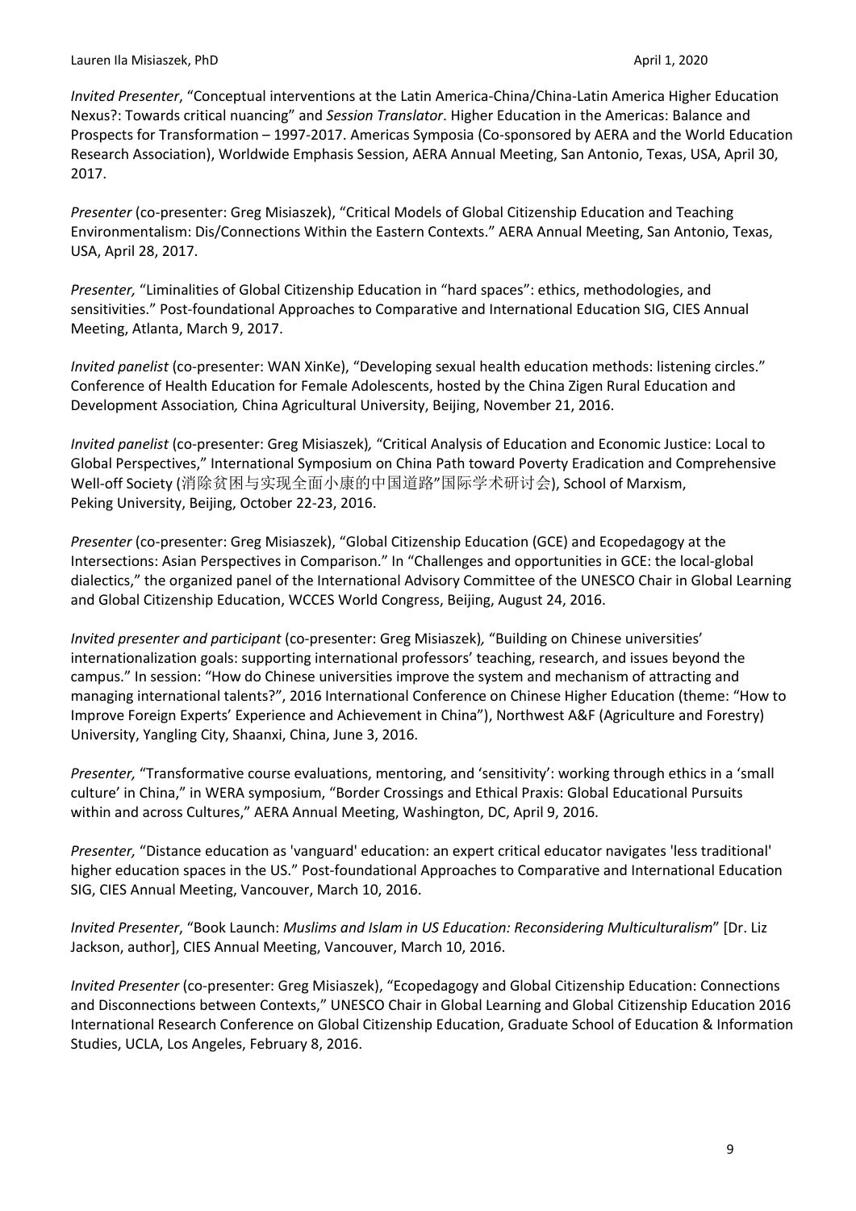*Invited Presenter*, "Conceptual interventions at the Latin America-China/China-Latin America Higher Education Nexus?: Towards critical nuancing" and *Session Translator*. Higher Education in the Americas: Balance and Prospects for Transformation – 1997-2017. Americas Symposia (Co-sponsored by AERA and the World Education Research Association), Worldwide Emphasis Session, AERA Annual Meeting, San Antonio, Texas, USA, April 30, 2017.

*Presenter* (co-presenter: Greg Misiaszek), "Critical Models of Global Citizenship Education and Teaching Environmentalism: Dis/Connections Within the Eastern Contexts." AERA Annual Meeting, San Antonio, Texas, USA, April 28, 2017.

*Presenter,* "Liminalities of Global Citizenship Education in "hard spaces": ethics, methodologies, and sensitivities." Post-foundational Approaches to Comparative and International Education SIG, CIES Annual Meeting, Atlanta, March 9, 2017.

*Invited panelist* (co-presenter: WAN XinKe), "Developing sexual health education methods: listening circles." Conference of Health Education for Female Adolescents, hosted by the China Zigen Rural Education and Development Association*,* China Agricultural University, Beijing, November 21, 2016.

*Invited panelist* (co-presenter: Greg Misiaszek)*,* "Critical Analysis of Education and Economic Justice: Local to Global Perspectives," International Symposium on China Path toward Poverty Eradication and Comprehensive Well-off Society (消除贫困与实现全面小康的中国道路"国际学术研讨会), School of Marxism, Peking University, Beijing, October 22-23, 2016.

*Presenter* (co-presenter: Greg Misiaszek), "Global Citizenship Education (GCE) and Ecopedagogy at the Intersections: Asian Perspectives in Comparison." In "Challenges and opportunities in GCE: the local-global dialectics," the organized panel of the International Advisory Committee of the UNESCO Chair in Global Learning and Global Citizenship Education, WCCES World Congress, Beijing, August 24, 2016.

*Invited presenter and participant* (co-presenter: Greg Misiaszek)*,* "Building on Chinese universities' internationalization goals: supporting international professors' teaching, research, and issues beyond the campus." In session: "How do Chinese universities improve the system and mechanism of attracting and managing international talents?", 2016 International Conference on Chinese Higher Education (theme: "How to Improve Foreign Experts' Experience and Achievement in China"), Northwest A&F (Agriculture and Forestry) University, Yangling City, Shaanxi, China, June 3, 2016.

*Presenter,* "Transformative course evaluations, mentoring, and 'sensitivity': working through ethics in a 'small culture' in China," in WERA symposium, "Border Crossings and Ethical Praxis: Global Educational Pursuits within and across Cultures," AERA Annual Meeting, Washington, DC, April 9, 2016.

*Presenter,* "Distance education as 'vanguard' education: an expert critical educator navigates 'less traditional' higher education spaces in the US." Post-foundational Approaches to Comparative and International Education SIG, CIES Annual Meeting, Vancouver, March 10, 2016.

*Invited Presenter*, "Book Launch: *Muslims and Islam in US Education: Reconsidering Multiculturalism*" [Dr. Liz Jackson, author], CIES Annual Meeting, Vancouver, March 10, 2016.

*Invited Presenter* (co-presenter: Greg Misiaszek), "Ecopedagogy and Global Citizenship Education: Connections and Disconnections between Contexts," UNESCO Chair in Global Learning and Global Citizenship Education 2016 International Research Conference on Global Citizenship Education, Graduate School of Education & Information Studies, UCLA, Los Angeles, February 8, 2016.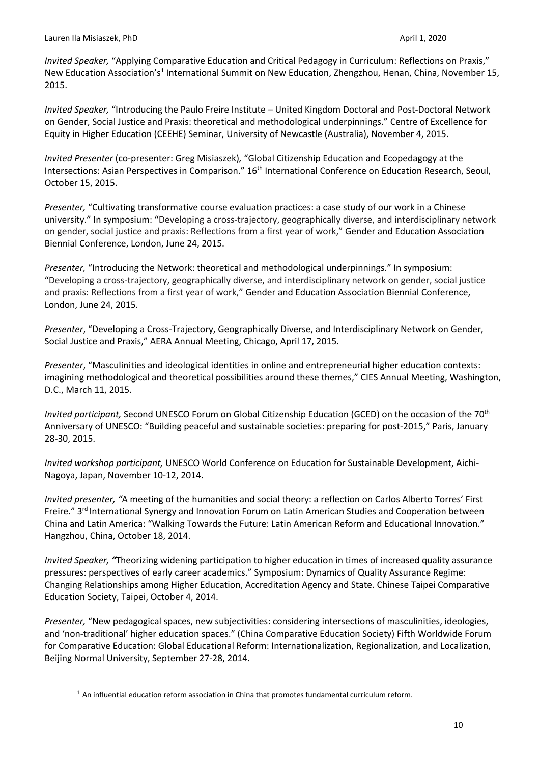*Invited Speaker,* "Applying Comparative Education and Critical Pedagogy in Curriculum: Reflections on Praxis," New Education Association's[1] International Summit on New Education, Zhengzhou, Henan, China, November 15, 2015.

*Invited Speaker,* "Introducing the Paulo Freire Institute – United Kingdom Doctoral and Post-Doctoral Network on Gender, Social Justice and Praxis: theoretical and methodological underpinnings." Centre of Excellence for Equity in Higher Education (CEEHE) Seminar, University of Newcastle (Australia), November 4, 2015.

*Invited Presenter* (co-presenter: Greg Misiaszek)*,* "Global Citizenship Education and Ecopedagogy at the Intersections: Asian Perspectives in Comparison." 16th International Conference on Education Research, Seoul, October 15, 2015.

*Presenter,* "Cultivating transformative course evaluation practices: a case study of our work in a Chinese university." In symposium: "Developing a cross-trajectory, geographically diverse, and interdisciplinary network on gender, social justice and praxis: Reflections from a first year of work," Gender and Education Association Biennial Conference, London, June 24, 2015.

*Presenter,* "Introducing the Network: theoretical and methodological underpinnings." In symposium: "Developing a cross-trajectory, geographically diverse, and interdisciplinary network on gender, social justice and praxis: Reflections from a first year of work," Gender and Education Association Biennial Conference, London, June 24, 2015.

*Presenter*, "Developing a Cross-Trajectory, Geographically Diverse, and Interdisciplinary Network on Gender, Social Justice and Praxis," AERA Annual Meeting, Chicago, April 17, 2015.

*Presenter*, "Masculinities and ideological identities in online and entrepreneurial higher education contexts: imagining methodological and theoretical possibilities around these themes," CIES Annual Meeting, Washington, D.C., March 11, 2015.

*Invited participant,* Second UNESCO Forum on Global Citizenship Education (GCED) on the occasion of the 70th Anniversary of UNESCO: "Building peaceful and sustainable societies: preparing for post-2015," Paris, January 28-30, 2015.

*Invited workshop participant,* UNESCO World Conference on Education for Sustainable Development, Aichi-Nagoya, Japan, November 10-12, 2014.

*Invited presenter, "*A meeting of the humanities and social theory: a reflection on Carlos Alberto Torres' First Freire." 3rd International Synergy and Innovation Forum on Latin American Studies and Cooperation between China and Latin America: "Walking Towards the Future: Latin American Reform and Educational Innovation." Hangzhou, China, October 18, 2014.

*Invited Speaker, "*Theorizing widening participation to higher education in times of increased quality assurance pressures: perspectives of early career academics." Symposium: Dynamics of Quality Assurance Regime: Changing Relationships among Higher Education, Accreditation Agency and State. Chinese Taipei Comparative Education Society, Taipei, October 4, 2014.

*Presenter,* "New pedagogical spaces, new subjectivities: considering intersections of masculinities, ideologies, and 'non-traditional' higher education spaces." (China Comparative Education Society) Fifth Worldwide Forum for Comparative Education: Global Educational Reform: Internationalization, Regionalization, and Localization, Beijing Normal University, September 27-28, 2014.

[1] An influential education reform association in China that promotes fundamental curriculum reform.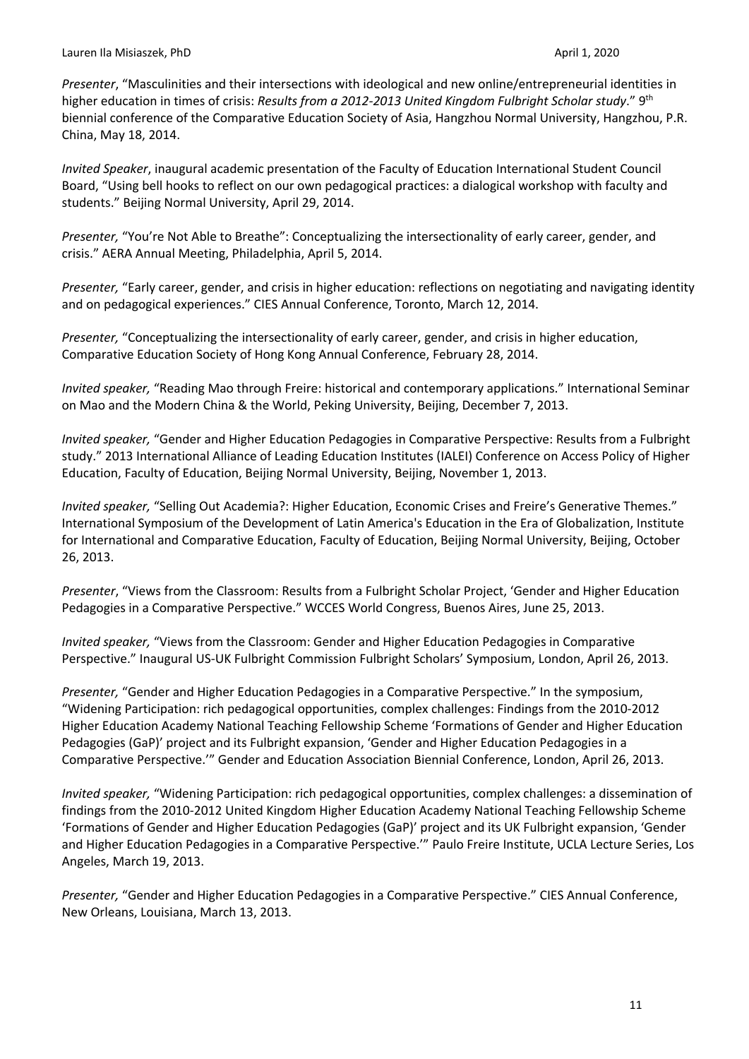*Presenter*, "Masculinities and their intersections with ideological and new online/entrepreneurial identities in higher education in times of crisis: *Results from a 2012-2013 United Kingdom Fulbright Scholar study*." 9th biennial conference of the Comparative Education Society of Asia, Hangzhou Normal University, Hangzhou, P.R. China, May 18, 2014.

*Invited Speaker*, inaugural academic presentation of the Faculty of Education International Student Council Board, "Using bell hooks to reflect on our own pedagogical practices: a dialogical workshop with faculty and students." Beijing Normal University, April 29, 2014.

*Presenter,* "You're Not Able to Breathe": Conceptualizing the intersectionality of early career, gender, and crisis." AERA Annual Meeting, Philadelphia, April 5, 2014.

*Presenter,* "Early career, gender, and crisis in higher education: reflections on negotiating and navigating identity and on pedagogical experiences." CIES Annual Conference, Toronto, March 12, 2014.

*Presenter,* "Conceptualizing the intersectionality of early career, gender, and crisis in higher education, Comparative Education Society of Hong Kong Annual Conference, February 28, 2014.

*Invited speaker,* "Reading Mao through Freire: historical and contemporary applications." International Seminar on Mao and the Modern China & the World, Peking University, Beijing, December 7, 2013.

*Invited speaker,* "Gender and Higher Education Pedagogies in Comparative Perspective: Results from a Fulbright study." 2013 International Alliance of Leading Education Institutes (IALEI) Conference on Access Policy of Higher Education, Faculty of Education, Beijing Normal University, Beijing, November 1, 2013.

*Invited speaker,* "Selling Out Academia?: Higher Education, Economic Crises and Freire's Generative Themes." International Symposium of the Development of Latin America's Education in the Era of Globalization, Institute for International and Comparative Education, Faculty of Education, Beijing Normal University, Beijing, October 26, 2013.

*Presenter*, "Views from the Classroom: Results from a Fulbright Scholar Project, 'Gender and Higher Education Pedagogies in a Comparative Perspective." WCCES World Congress, Buenos Aires, June 25, 2013.

*Invited speaker,* "Views from the Classroom: Gender and Higher Education Pedagogies in Comparative Perspective." Inaugural US-UK Fulbright Commission Fulbright Scholars' Symposium, London, April 26, 2013.

*Presenter,* "Gender and Higher Education Pedagogies in a Comparative Perspective." In the symposium, "Widening Participation: rich pedagogical opportunities, complex challenges: Findings from the 2010-2012 Higher Education Academy National Teaching Fellowship Scheme 'Formations of Gender and Higher Education Pedagogies (GaP)' project and its Fulbright expansion, 'Gender and Higher Education Pedagogies in a Comparative Perspective.'" Gender and Education Association Biennial Conference, London, April 26, 2013.

*Invited speaker,* "Widening Participation: rich pedagogical opportunities, complex challenges: a dissemination of findings from the 2010-2012 United Kingdom Higher Education Academy National Teaching Fellowship Scheme 'Formations of Gender and Higher Education Pedagogies (GaP)' project and its UK Fulbright expansion, 'Gender and Higher Education Pedagogies in a Comparative Perspective.'" Paulo Freire Institute, UCLA Lecture Series, Los Angeles, March 19, 2013.

*Presenter,* "Gender and Higher Education Pedagogies in a Comparative Perspective." CIES Annual Conference, New Orleans, Louisiana, March 13, 2013.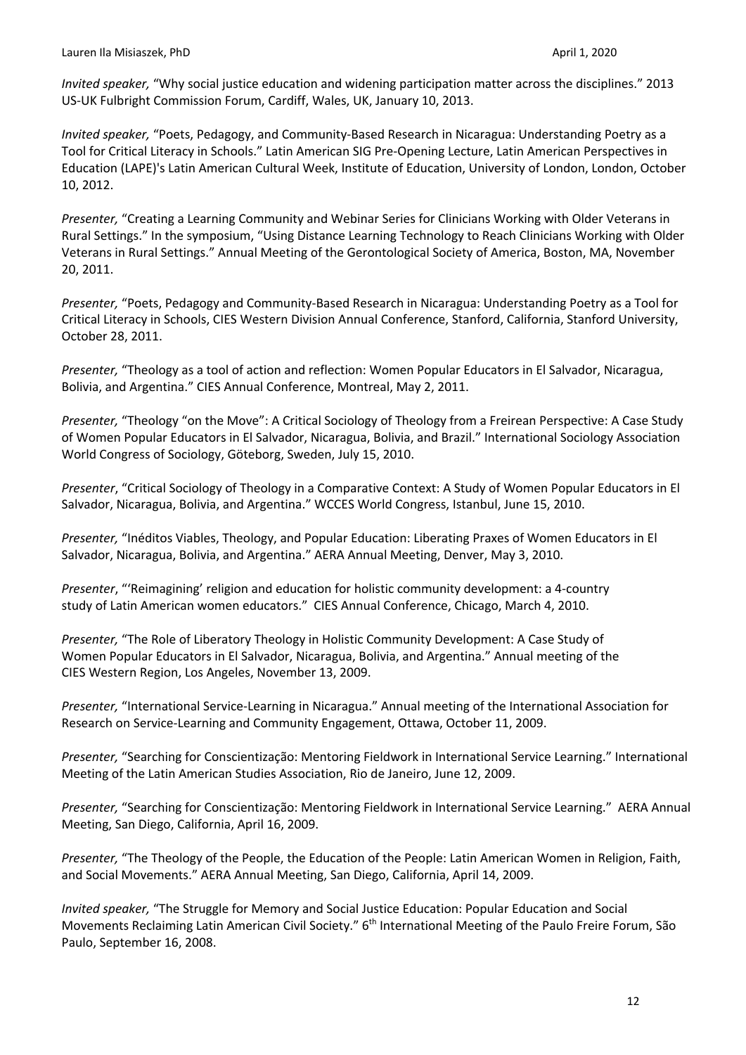*Invited speaker,* "Why social justice education and widening participation matter across the disciplines." 2013 US-UK Fulbright Commission Forum, Cardiff, Wales, UK, January 10, 2013.

*Invited speaker,* "Poets, Pedagogy, and Community-Based Research in Nicaragua: Understanding Poetry as a Tool for Critical Literacy in Schools." Latin American SIG Pre-Opening Lecture, Latin American Perspectives in Education (LAPE)'s Latin American Cultural Week, Institute of Education, University of London, London, October 10, 2012.

*Presenter,* "Creating a Learning Community and Webinar Series for Clinicians Working with Older Veterans in Rural Settings." In the symposium, "Using Distance Learning Technology to Reach Clinicians Working with Older Veterans in Rural Settings." Annual Meeting of the Gerontological Society of America, Boston, MA, November 20, 2011.

*Presenter,* "Poets, Pedagogy and Community-Based Research in Nicaragua: Understanding Poetry as a Tool for Critical Literacy in Schools, CIES Western Division Annual Conference, Stanford, California, Stanford University, October 28, 2011.

*Presenter,* "Theology as a tool of action and reflection: Women Popular Educators in El Salvador, Nicaragua, Bolivia, and Argentina." CIES Annual Conference, Montreal, May 2, 2011.

*Presenter,* "Theology "on the Move": A Critical Sociology of Theology from a Freirean Perspective: A Case Study of Women Popular Educators in El Salvador, Nicaragua, Bolivia, and Brazil." International Sociology Association World Congress of Sociology, Göteborg, Sweden, July 15, 2010.

*Presenter*, "Critical Sociology of Theology in a Comparative Context: A Study of Women Popular Educators in El Salvador, Nicaragua, Bolivia, and Argentina." WCCES World Congress, Istanbul, June 15, 2010.

*Presenter,* "Inéditos Viables, Theology, and Popular Education: Liberating Praxes of Women Educators in El Salvador, Nicaragua, Bolivia, and Argentina." AERA Annual Meeting, Denver, May 3, 2010.

*Presenter*, "'Reimagining' religion and education for holistic community development: a 4-country study of Latin American women educators." CIES Annual Conference, Chicago, March 4, 2010.

*Presenter,* "The Role of Liberatory Theology in Holistic Community Development: A Case Study of Women Popular Educators in El Salvador, Nicaragua, Bolivia, and Argentina." Annual meeting of the CIES Western Region, Los Angeles, November 13, 2009.

*Presenter,* "International Service-Learning in Nicaragua." Annual meeting of the International Association for Research on Service-Learning and Community Engagement, Ottawa, October 11, 2009.

*Presenter,* "Searching for Conscientização: Mentoring Fieldwork in International Service Learning." International Meeting of the Latin American Studies Association, Rio de Janeiro, June 12, 2009.

*Presenter,* "Searching for Conscientização: Mentoring Fieldwork in International Service Learning." AERA Annual Meeting, San Diego, California, April 16, 2009.

*Presenter,* "The Theology of the People, the Education of the People: Latin American Women in Religion, Faith, and Social Movements." AERA Annual Meeting, San Diego, California, April 14, 2009.

*Invited speaker,* "The Struggle for Memory and Social Justice Education: Popular Education and Social Movements Reclaiming Latin American Civil Society." 6th International Meeting of the Paulo Freire Forum, São Paulo, September 16, 2008.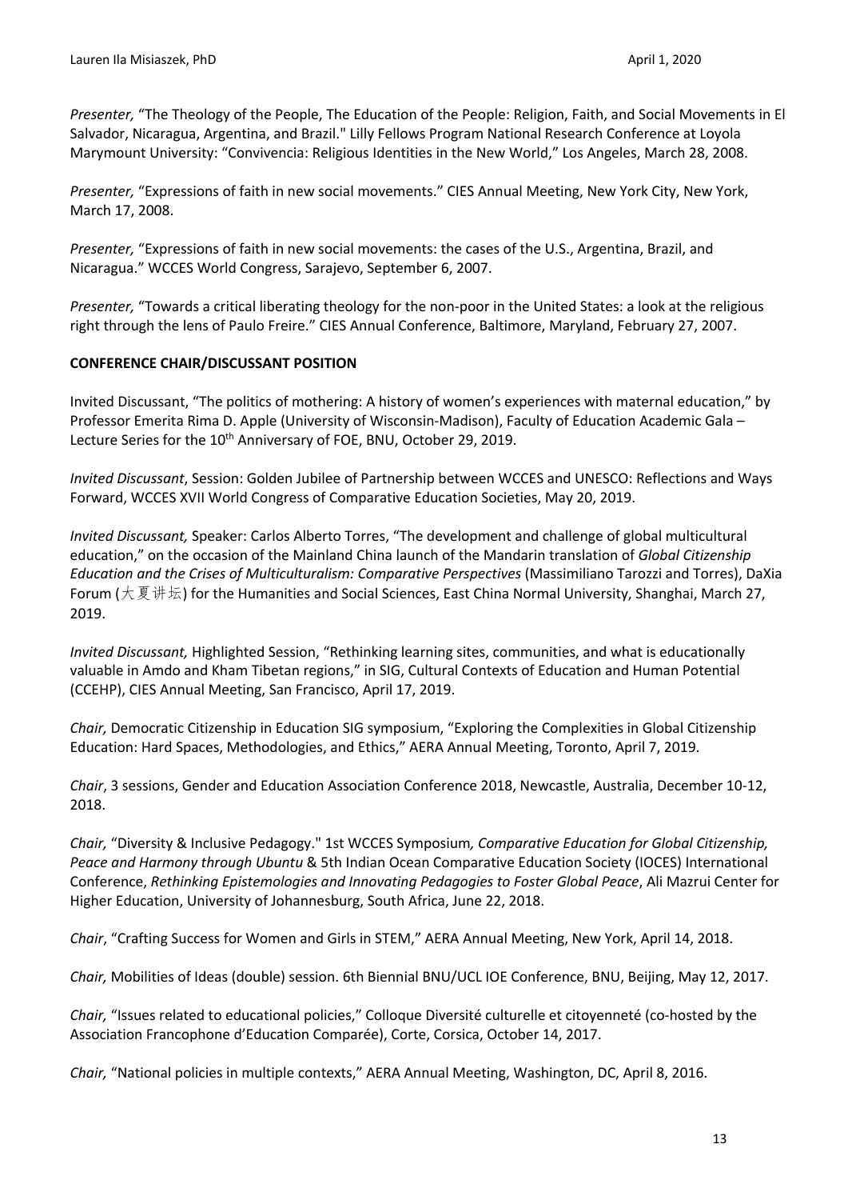*Presenter,* "The Theology of the People, The Education of the People: Religion, Faith, and Social Movements in El Salvador, Nicaragua, Argentina, and Brazil." Lilly Fellows Program National Research Conference at Loyola Marymount University: "Convivencia: Religious Identities in the New World," Los Angeles, March 28, 2008.

*Presenter,* "Expressions of faith in new social movements." CIES Annual Meeting, New York City, New York, March 17, 2008.

*Presenter,* "Expressions of faith in new social movements: the cases of the U.S., Argentina, Brazil, and Nicaragua." WCCES World Congress, Sarajevo, September 6, 2007.

*Presenter,* "Towards a critical liberating theology for the non-poor in the United States: a look at the religious right through the lens of Paulo Freire." CIES Annual Conference, Baltimore, Maryland, February 27, 2007.

**CONFERENCE CHAIR/DISCUSSANT POSITION**

Invited Discussant, "The politics of mothering: A history of women's experiences with maternal education," by Professor Emerita Rima D. Apple (University of Wisconsin-Madison), Faculty of Education Academic Gala – Lecture Series for the 10th Anniversary of FOE, BNU, October 29, 2019.

*Invited Discussant*, Session: Golden Jubilee of Partnership between WCCES and UNESCO: Reflections and Ways Forward, WCCES XVII World Congress of Comparative Education Societies, May 20, 2019.

*Invited Discussant,* Speaker: Carlos Alberto Torres, "The development and challenge of global multicultural education," on the occasion of the Mainland China launch of the Mandarin translation of *Global Citizenship Education and the Crises of Multiculturalism: Comparative Perspectives* (Massimiliano Tarozzi and Torres), DaXia Forum (大夏讲坛) for the Humanities and Social Sciences, East China Normal University, Shanghai, March 27, 2019.

*Invited Discussant,* Highlighted Session, "Rethinking learning sites, communities, and what is educationally valuable in Amdo and Kham Tibetan regions," in SIG, Cultural Contexts of Education and Human Potential (CCEHP), CIES Annual Meeting, San Francisco, April 17, 2019.

*Chair,* Democratic Citizenship in Education SIG symposium, "Exploring the Complexities in Global Citizenship Education: Hard Spaces, Methodologies, and Ethics," AERA Annual Meeting, Toronto, April 7, 2019.

*Chair*, 3 sessions, Gender and Education Association Conference 2018, Newcastle, Australia, December 10-12, 2018.

*Chair,* "Diversity & Inclusive Pedagogy." 1st WCCES Symposium*, Comparative Education for Global Citizenship, Peace and Harmony through Ubuntu* & 5th Indian Ocean Comparative Education Society (IOCES) International Conference, *Rethinking Epistemologies and Innovating Pedagogies to Foster Global Peace*, Ali Mazrui Center for Higher Education, University of Johannesburg, South Africa, June 22, 2018.

*Chair*, "Crafting Success for Women and Girls in STEM," AERA Annual Meeting, New York, April 14, 2018.

*Chair,* Mobilities of Ideas (double) session. 6th Biennial BNU/UCL IOE Conference, BNU, Beijing, May 12, 2017.

*Chair,* "Issues related to educational policies," Colloque Diversité culturelle et citoyenneté (co-hosted by the Association Francophone d'Education Comparée), Corte, Corsica, October 14, 2017.

*Chair,* "National policies in multiple contexts," AERA Annual Meeting, Washington, DC, April 8, 2016.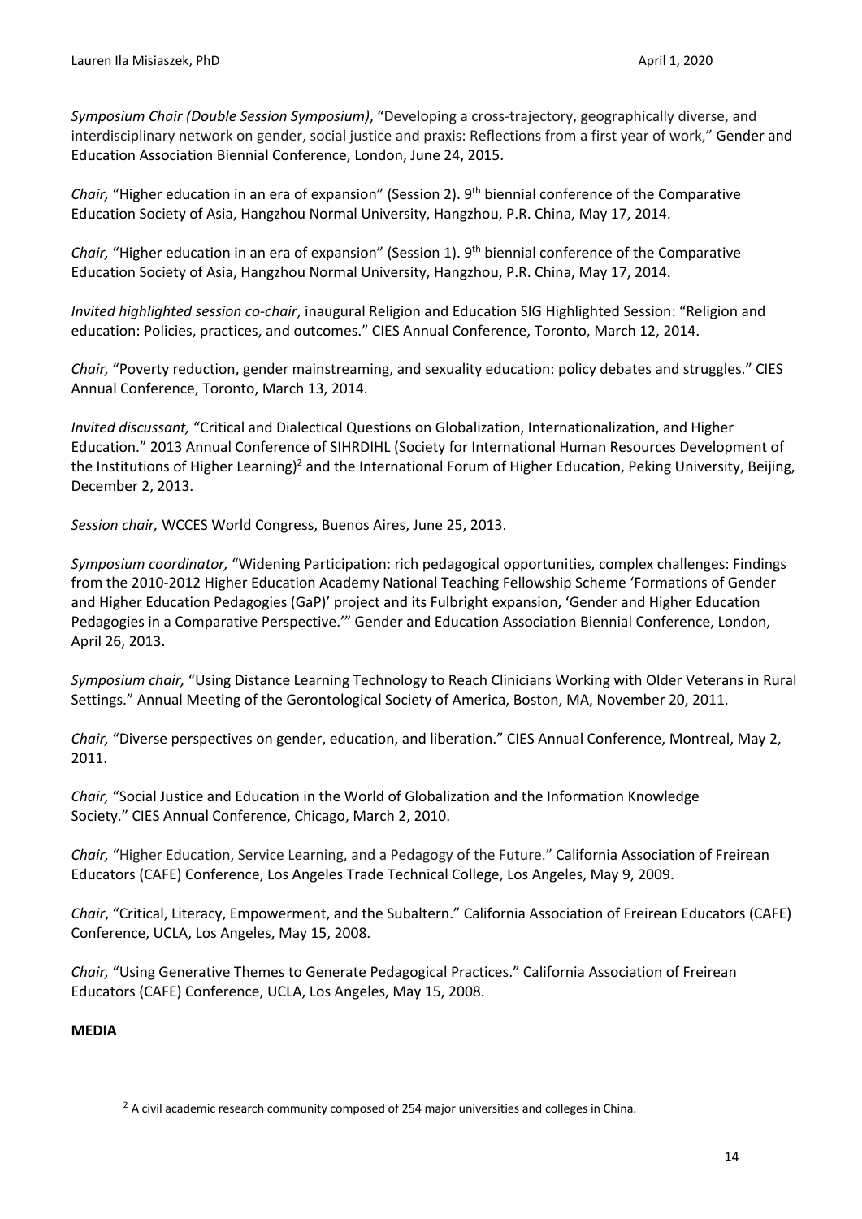*Symposium Chair (Double Session Symposium)*, "Developing a cross-trajectory, geographically diverse, and interdisciplinary network on gender, social justice and praxis: Reflections from a first year of work," Gender and Education Association Biennial Conference, London, June 24, 2015.

*Chair,* "Higher education in an era of expansion" (Session 2). 9th biennial conference of the Comparative Education Society of Asia, Hangzhou Normal University, Hangzhou, P.R. China, May 17, 2014.

*Chair,* "Higher education in an era of expansion" (Session 1). 9th biennial conference of the Comparative Education Society of Asia, Hangzhou Normal University, Hangzhou, P.R. China, May 17, 2014.

*Invited highlighted session co-chair*, inaugural Religion and Education SIG Highlighted Session: "Religion and education: Policies, practices, and outcomes." CIES Annual Conference, Toronto, March 12, 2014.

*Chair,* "Poverty reduction, gender mainstreaming, and sexuality education: policy debates and struggles." CIES Annual Conference, Toronto, March 13, 2014.

*Invited discussant,* "Critical and Dialectical Questions on Globalization, Internationalization, and Higher Education." 2013 Annual Conference of SIHRDIHL (Society for International Human Resources Development of the Institutions of Higher Learning)[2] and the International Forum of Higher Education, Peking University, Beijing, December 2, 2013.

*Session chair,* WCCES World Congress, Buenos Aires, June 25, 2013.

*Symposium coordinator,* "Widening Participation: rich pedagogical opportunities, complex challenges: Findings from the 2010-2012 Higher Education Academy National Teaching Fellowship Scheme 'Formations of Gender and Higher Education Pedagogies (GaP)' project and its Fulbright expansion, 'Gender and Higher Education Pedagogies in a Comparative Perspective.'" Gender and Education Association Biennial Conference, London, April 26, 2013.

*Symposium chair,* "Using Distance Learning Technology to Reach Clinicians Working with Older Veterans in Rural Settings." Annual Meeting of the Gerontological Society of America, Boston, MA, November 20, 2011.

*Chair,* "Diverse perspectives on gender, education, and liberation." CIES Annual Conference, Montreal, May 2, 2011.

*Chair,* "Social Justice and Education in the World of Globalization and the Information Knowledge Society." CIES Annual Conference, Chicago, March 2, 2010.

*Chair,* "Higher Education, Service Learning, and a Pedagogy of the Future." California Association of Freirean Educators (CAFE) Conference, Los Angeles Trade Technical College, Los Angeles, May 9, 2009.

*Chair*, "Critical, Literacy, Empowerment, and the Subaltern." California Association of Freirean Educators (CAFE) Conference, UCLA, Los Angeles, May 15, 2008.

*Chair,* "Using Generative Themes to Generate Pedagogical Practices." California Association of Freirean Educators (CAFE) Conference, UCLA, Los Angeles, May 15, 2008.

**MEDIA**

[2] A civil academic research community composed of 254 major universities and colleges in China.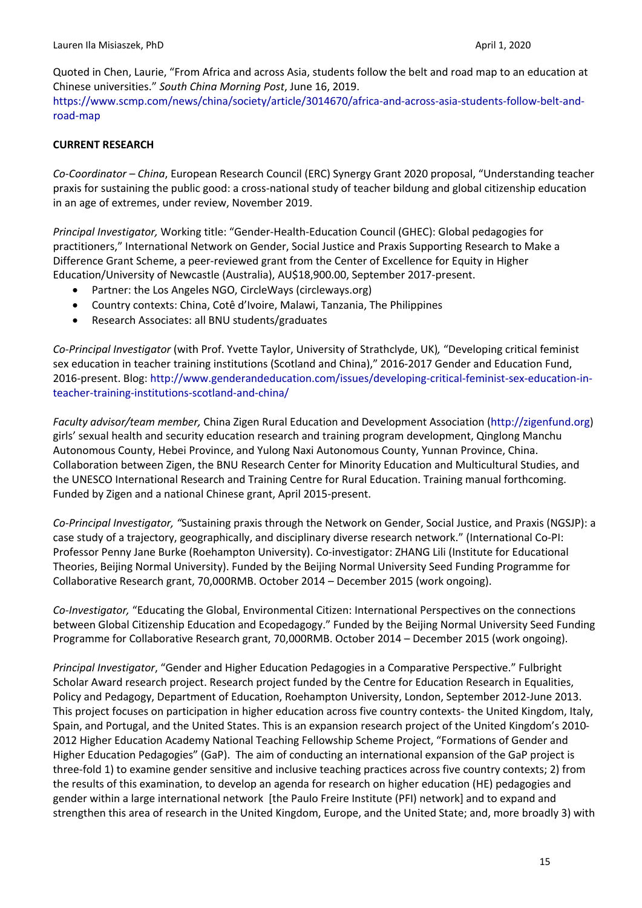Quoted in Chen, Laurie, "From Africa and across Asia, students follow the belt and road map to an education at Chinese universities." *South China Morning Post*, June 16, 2019. https://www.scmp.com/news/china/society/article/3014670/africa-and-across-asia-students-follow-belt-and-road-map

**CURRENT RESEARCH**

*Co-Coordinator – China*, European Research Council (ERC) Synergy Grant 2020 proposal, "Understanding teacher praxis for sustaining the public good: a cross-national study of teacher bildung and global citizenship education in an age of extremes, under review, November 2019.

*Principal Investigator,* Working title: "Gender-Health-Education Council (GHEC): Global pedagogies for practitioners," International Network on Gender, Social Justice and Praxis Supporting Research to Make a Difference Grant Scheme, a peer-reviewed grant from the Center of Excellence for Equity in Higher Education/University of Newcastle (Australia), AU$18,900.00, September 2017-present.

- Partner: the Los Angeles NGO, CircleWays (circleways.org)
- Country contexts: China, Cotê d'Ivoire, Malawi, Tanzania, The Philippines
- Research Associates: all BNU students/graduates

*Co-Principal Investigator* (with Prof. Yvette Taylor, University of Strathclyde, UK)*,* "Developing critical feminist sex education in teacher training institutions (Scotland and China)," 2016-2017 Gender and Education Fund, 2016-present. Blog: http://www.genderandeducation.com/issues/developing-critical-feminist-sex-education-in-teacher-training-institutions-scotland-and-china/

*Faculty advisor/team member,* China Zigen Rural Education and Development Association (http://zigenfund.org) girls' sexual health and security education research and training program development, Qinglong Manchu Autonomous County, Hebei Province, and Yulong Naxi Autonomous County, Yunnan Province, China. Collaboration between Zigen, the BNU Research Center for Minority Education and Multicultural Studies, and the UNESCO International Research and Training Centre for Rural Education. Training manual forthcoming. Funded by Zigen and a national Chinese grant, April 2015-present.

*Co-Principal Investigator, "*Sustaining praxis through the Network on Gender, Social Justice, and Praxis (NGSJP): a case study of a trajectory, geographically, and disciplinary diverse research network." (International Co-PI: Professor Penny Jane Burke (Roehampton University). Co-investigator: ZHANG Lili (Institute for Educational Theories, Beijing Normal University). Funded by the Beijing Normal University Seed Funding Programme for Collaborative Research grant, 70,000RMB. October 2014 – December 2015 (work ongoing).

*Co-Investigator,* "Educating the Global, Environmental Citizen: International Perspectives on the connections between Global Citizenship Education and Ecopedagogy." Funded by the Beijing Normal University Seed Funding Programme for Collaborative Research grant, 70,000RMB. October 2014 – December 2015 (work ongoing).

*Principal Investigator*, "Gender and Higher Education Pedagogies in a Comparative Perspective." Fulbright Scholar Award research project. Research project funded by the Centre for Education Research in Equalities, Policy and Pedagogy, Department of Education, Roehampton University, London, September 2012-June 2013. This project focuses on participation in higher education across five country contexts- the United Kingdom, Italy, Spain, and Portugal, and the United States. This is an expansion research project of the United Kingdom's 2010-2012 Higher Education Academy National Teaching Fellowship Scheme Project, "Formations of Gender and Higher Education Pedagogies" (GaP). The aim of conducting an international expansion of the GaP project is three-fold 1) to examine gender sensitive and inclusive teaching practices across five country contexts; 2) from the results of this examination, to develop an agenda for research on higher education (HE) pedagogies and gender within a large international network [the Paulo Freire Institute (PFI) network] and to expand and strengthen this area of research in the United Kingdom, Europe, and the United State; and, more broadly 3) with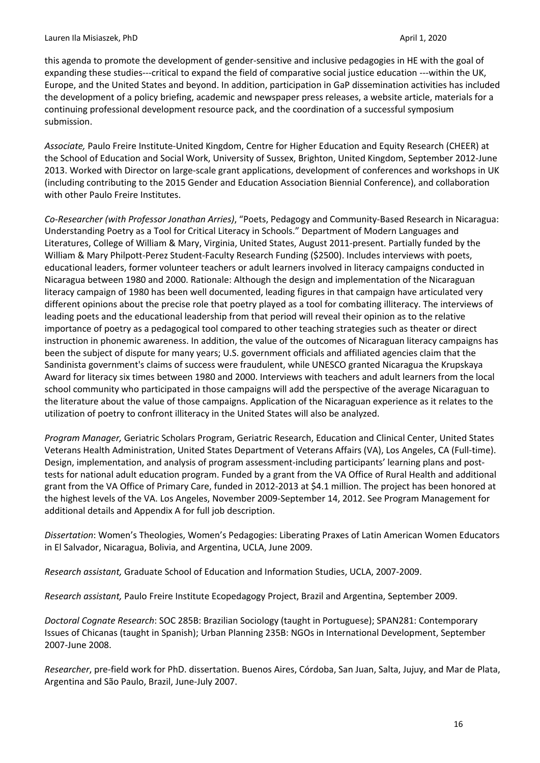this agenda to promote the development of gender-sensitive and inclusive pedagogies in HE with the goal of expanding these studies---critical to expand the field of comparative social justice education ---within the UK, Europe, and the United States and beyond. In addition, participation in GaP dissemination activities has included the development of a policy briefing, academic and newspaper press releases, a website article, materials for a continuing professional development resource pack, and the coordination of a successful symposium submission.

*Associate,* Paulo Freire Institute-United Kingdom, Centre for Higher Education and Equity Research (CHEER) at the School of Education and Social Work, University of Sussex, Brighton, United Kingdom, September 2012-June 2013. Worked with Director on large-scale grant applications, development of conferences and workshops in UK (including contributing to the 2015 Gender and Education Association Biennial Conference), and collaboration with other Paulo Freire Institutes.

*Co-Researcher (with Professor Jonathan Arries)*, "Poets, Pedagogy and Community-Based Research in Nicaragua: Understanding Poetry as a Tool for Critical Literacy in Schools." Department of Modern Languages and Literatures, College of William & Mary, Virginia, United States, August 2011-present. Partially funded by the William & Mary Philpott-Perez Student-Faculty Research Funding ($2500). Includes interviews with poets, educational leaders, former volunteer teachers or adult learners involved in literacy campaigns conducted in Nicaragua between 1980 and 2000. Rationale: Although the design and implementation of the Nicaraguan literacy campaign of 1980 has been well documented, leading figures in that campaign have articulated very different opinions about the precise role that poetry played as a tool for combating illiteracy. The interviews of leading poets and the educational leadership from that period will reveal their opinion as to the relative importance of poetry as a pedagogical tool compared to other teaching strategies such as theater or direct instruction in phonemic awareness. In addition, the value of the outcomes of Nicaraguan literacy campaigns has been the subject of dispute for many years; U.S. government officials and affiliated agencies claim that the Sandinista government's claims of success were fraudulent, while UNESCO granted Nicaragua the Krupskaya Award for literacy six times between 1980 and 2000. Interviews with teachers and adult learners from the local school community who participated in those campaigns will add the perspective of the average Nicaraguan to the literature about the value of those campaigns. Application of the Nicaraguan experience as it relates to the utilization of poetry to confront illiteracy in the United States will also be analyzed.

*Program Manager,* Geriatric Scholars Program, Geriatric Research, Education and Clinical Center, United States Veterans Health Administration, United States Department of Veterans Affairs (VA), Los Angeles, CA (Full-time). Design, implementation, and analysis of program assessment-including participants' learning plans and post-tests for national adult education program. Funded by a grant from the VA Office of Rural Health and additional grant from the VA Office of Primary Care, funded in 2012-2013 at $4.1 million. The project has been honored at the highest levels of the VA. Los Angeles, November 2009-September 14, 2012. See Program Management for additional details and Appendix A for full job description.

*Dissertation*: Women's Theologies, Women's Pedagogies: Liberating Praxes of Latin American Women Educators in El Salvador, Nicaragua, Bolivia, and Argentina, UCLA, June 2009.

*Research assistant,* Graduate School of Education and Information Studies, UCLA, 2007-2009.

*Research assistant,* Paulo Freire Institute Ecopedagogy Project, Brazil and Argentina, September 2009.

*Doctoral Cognate Research*: SOC 285B: Brazilian Sociology (taught in Portuguese); SPAN281: Contemporary Issues of Chicanas (taught in Spanish); Urban Planning 235B: NGOs in International Development, September 2007-June 2008.

*Researcher*, pre-field work for PhD. dissertation. Buenos Aires, Córdoba, San Juan, Salta, Jujuy, and Mar de Plata, Argentina and São Paulo, Brazil, June-July 2007.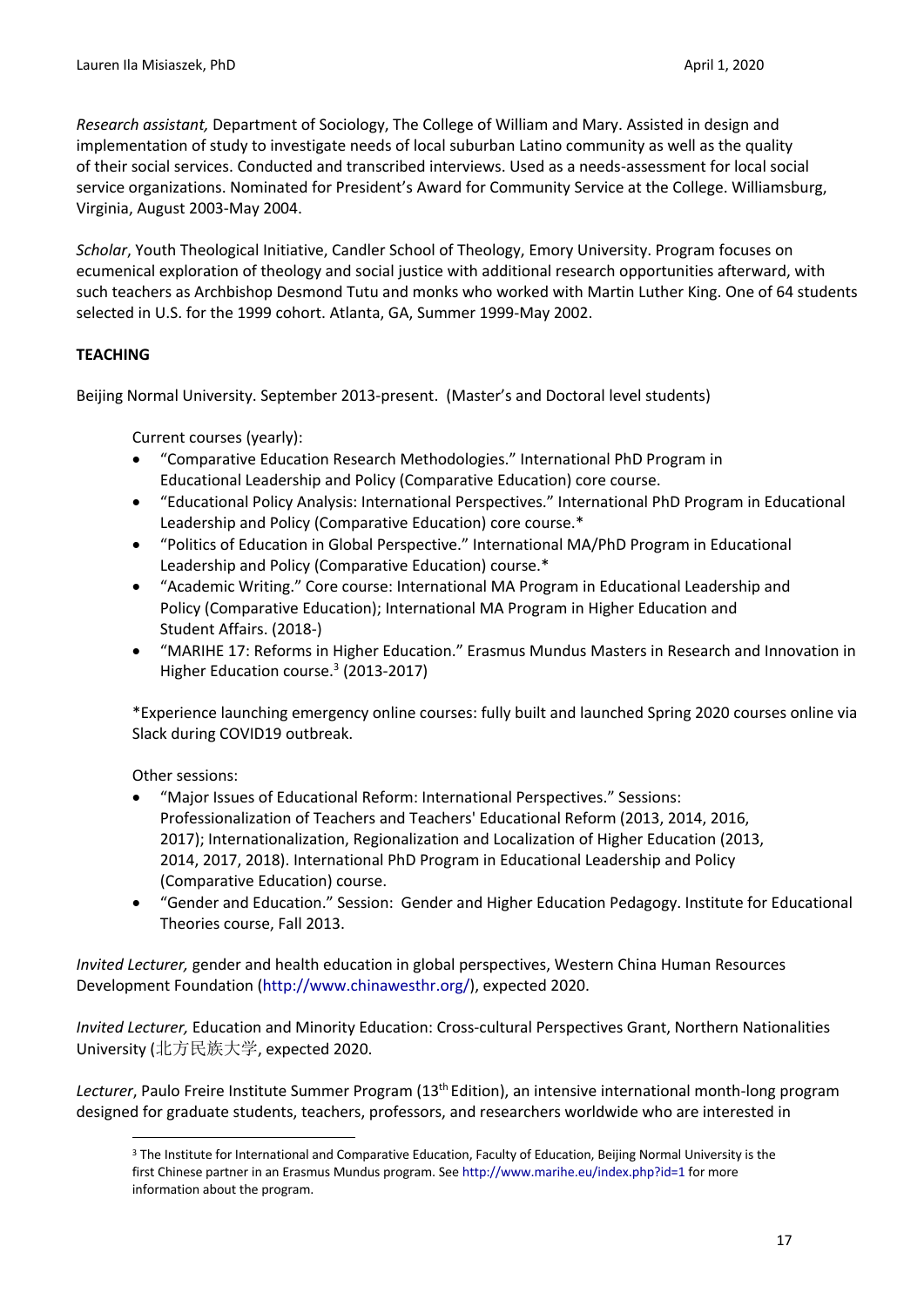*Research assistant,* Department of Sociology, The College of William and Mary. Assisted in design and implementation of study to investigate needs of local suburban Latino community as well as the quality of their social services. Conducted and transcribed interviews. Used as a needs-assessment for local social service organizations. Nominated for President's Award for Community Service at the College. Williamsburg, Virginia, August 2003-May 2004.

*Scholar*, Youth Theological Initiative, Candler School of Theology, Emory University. Program focuses on ecumenical exploration of theology and social justice with additional research opportunities afterward, with such teachers as Archbishop Desmond Tutu and monks who worked with Martin Luther King. One of 64 students selected in U.S. for the 1999 cohort. Atlanta, GA, Summer 1999-May 2002.

**TEACHING**

Beijing Normal University. September 2013-present. (Master's and Doctoral level students)

Current courses (yearly):

- "Comparative Education Research Methodologies." International PhD Program in Educational Leadership and Policy (Comparative Education) core course.
- "Educational Policy Analysis: International Perspectives." International PhD Program in Educational Leadership and Policy (Comparative Education) core course.*
- "Politics of Education in Global Perspective." International MA/PhD Program in Educational Leadership and Policy (Comparative Education) course.*
- "Academic Writing." Core course: International MA Program in Educational Leadership and Policy (Comparative Education); International MA Program in Higher Education and Student Affairs. (2018-)
- "MARIHE 17: Reforms in Higher Education." Erasmus Mundus Masters in Research and Innovation in Higher Education course.[3] (2013-2017)

*Experience launching emergency online courses: fully built and launched Spring 2020 courses online via Slack during COVID19 outbreak.

Other sessions:

- "Major Issues of Educational Reform: International Perspectives." Sessions: Professionalization of Teachers and Teachers' Educational Reform (2013, 2014, 2016, 2017); Internationalization, Regionalization and Localization of Higher Education (2013, 2014, 2017, 2018). International PhD Program in Educational Leadership and Policy (Comparative Education) course.
- "Gender and Education." Session: Gender and Higher Education Pedagogy. Institute for Educational Theories course, Fall 2013.

*Invited Lecturer,* gender and health education in global perspectives, Western China Human Resources Development Foundation (http://www.chinawesthr.org/), expected 2020.

*Invited Lecturer,* Education and Minority Education: Cross-cultural Perspectives Grant, Northern Nationalities University (北方民族大学, expected 2020.

*Lecturer*, Paulo Freire Institute Summer Program (13th Edition), an intensive international month-long program designed for graduate students, teachers, professors, and researchers worldwide who are interested in

[3] The Institute for International and Comparative Education, Faculty of Education, Beijing Normal University is the first Chinese partner in an Erasmus Mundus program. See http://www.marihe.eu/index.php?id=1 for more information about the program.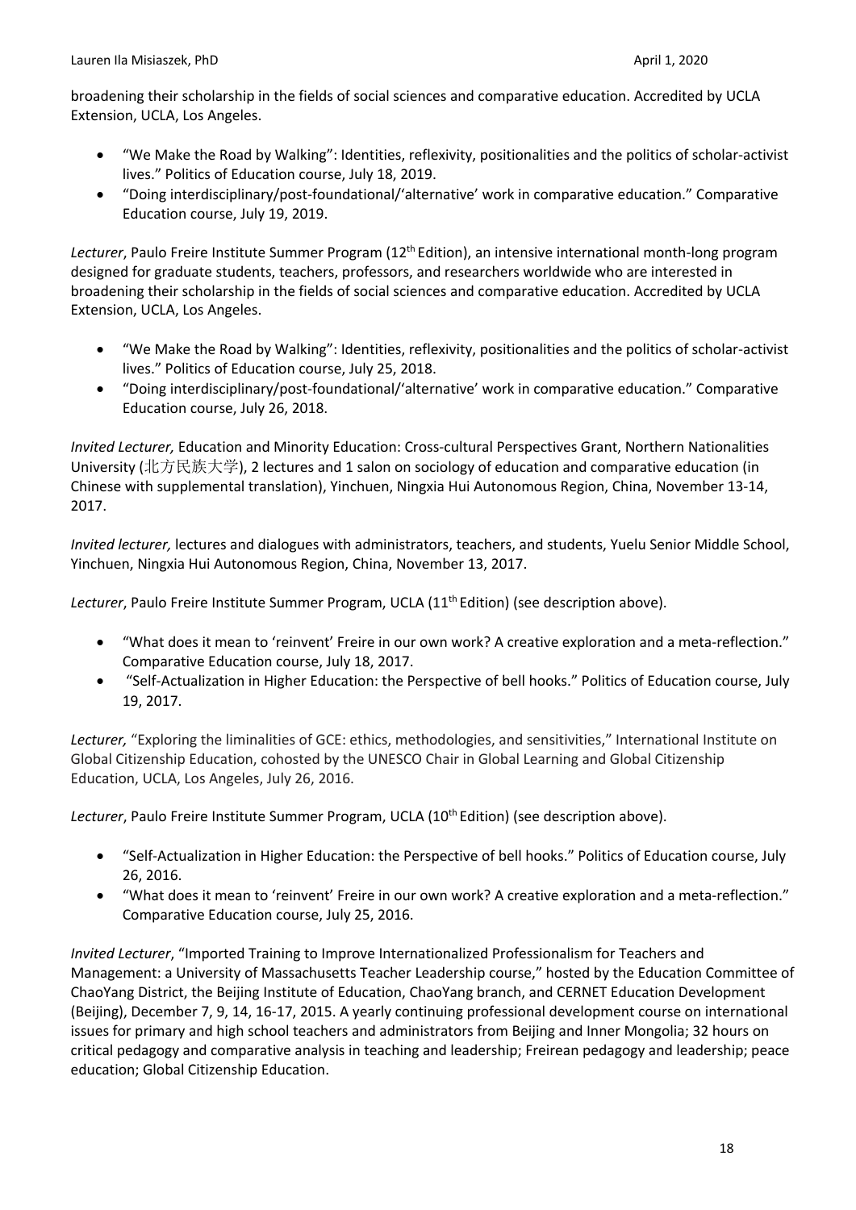broadening their scholarship in the fields of social sciences and comparative education. Accredited by UCLA Extension, UCLA, Los Angeles.

- "We Make the Road by Walking": Identities, reflexivity, positionalities and the politics of scholar-activist lives." Politics of Education course, July 18, 2019.
- "Doing interdisciplinary/post-foundational/'alternative' work in comparative education." Comparative Education course, July 19, 2019.

*Lecturer*, Paulo Freire Institute Summer Program (12th Edition), an intensive international month-long program designed for graduate students, teachers, professors, and researchers worldwide who are interested in broadening their scholarship in the fields of social sciences and comparative education. Accredited by UCLA Extension, UCLA, Los Angeles.

- "We Make the Road by Walking": Identities, reflexivity, positionalities and the politics of scholar-activist lives." Politics of Education course, July 25, 2018.
- "Doing interdisciplinary/post-foundational/'alternative' work in comparative education." Comparative Education course, July 26, 2018.

*Invited Lecturer,* Education and Minority Education: Cross-cultural Perspectives Grant, Northern Nationalities University (北方民族大学), 2 lectures and 1 salon on sociology of education and comparative education (in Chinese with supplemental translation), Yinchuen, Ningxia Hui Autonomous Region, China, November 13-14, 2017.

*Invited lecturer,* lectures and dialogues with administrators, teachers, and students, Yuelu Senior Middle School, Yinchuen, Ningxia Hui Autonomous Region, China, November 13, 2017.

*Lecturer*, Paulo Freire Institute Summer Program, UCLA (11th Edition) (see description above).

- "What does it mean to 'reinvent' Freire in our own work? A creative exploration and a meta-reflection." Comparative Education course, July 18, 2017.
- "Self-Actualization in Higher Education: the Perspective of bell hooks." Politics of Education course, July 19, 2017.

*Lecturer,* "Exploring the liminalities of GCE: ethics, methodologies, and sensitivities," International Institute on Global Citizenship Education, cohosted by the UNESCO Chair in Global Learning and Global Citizenship Education, UCLA, Los Angeles, July 26, 2016.

*Lecturer*, Paulo Freire Institute Summer Program, UCLA (10th Edition) (see description above).

- "Self-Actualization in Higher Education: the Perspective of bell hooks." Politics of Education course, July 26, 2016.
- "What does it mean to 'reinvent' Freire in our own work? A creative exploration and a meta-reflection." Comparative Education course, July 25, 2016.

*Invited Lecturer*, "Imported Training to Improve Internationalized Professionalism for Teachers and Management: a University of Massachusetts Teacher Leadership course," hosted by the Education Committee of ChaoYang District, the Beijing Institute of Education, ChaoYang branch, and CERNET Education Development (Beijing), December 7, 9, 14, 16-17, 2015. A yearly continuing professional development course on international issues for primary and high school teachers and administrators from Beijing and Inner Mongolia; 32 hours on critical pedagogy and comparative analysis in teaching and leadership; Freirean pedagogy and leadership; peace education; Global Citizenship Education.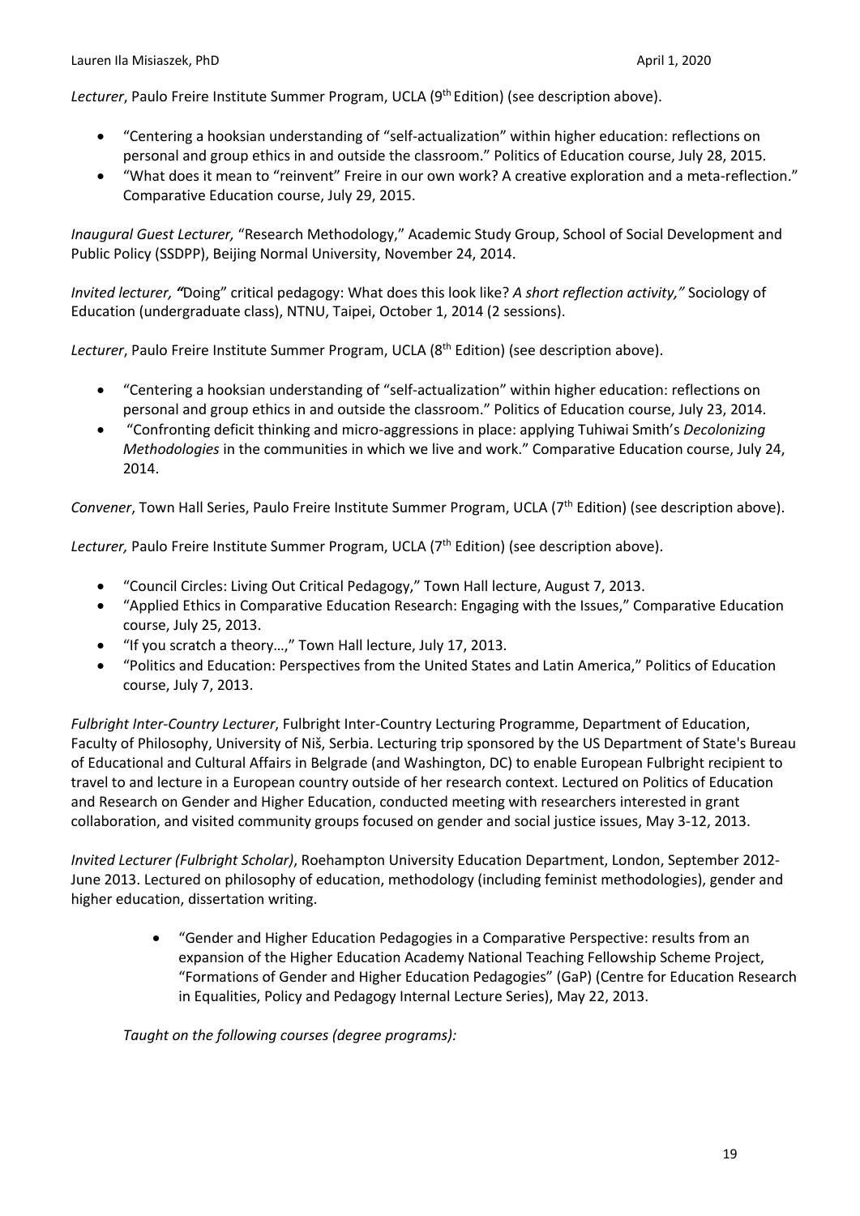*Lecturer*, Paulo Freire Institute Summer Program, UCLA (9th Edition) (see description above).

- "Centering a hooksian understanding of "self-actualization" within higher education: reflections on personal and group ethics in and outside the classroom." Politics of Education course, July 28, 2015.
- "What does it mean to "reinvent" Freire in our own work? A creative exploration and a meta-reflection." Comparative Education course, July 29, 2015.

*Inaugural Guest Lecturer,* "Research Methodology," Academic Study Group, School of Social Development and Public Policy (SSDPP), Beijing Normal University, November 24, 2014.

*Invited lecturer, "*Doing" critical pedagogy: What does this look like? *A short reflection activity,"* Sociology of Education (undergraduate class), NTNU, Taipei, October 1, 2014 (2 sessions).

*Lecturer*, Paulo Freire Institute Summer Program, UCLA (8th Edition) (see description above).

- "Centering a hooksian understanding of "self-actualization" within higher education: reflections on personal and group ethics in and outside the classroom." Politics of Education course, July 23, 2014.
- "Confronting deficit thinking and micro-aggressions in place: applying Tuhiwai Smith's *Decolonizing Methodologies* in the communities in which we live and work." Comparative Education course, July 24, 2014.

*Convener*, Town Hall Series, Paulo Freire Institute Summer Program, UCLA (7th Edition) (see description above).

*Lecturer,* Paulo Freire Institute Summer Program, UCLA (7th Edition) (see description above).

- "Council Circles: Living Out Critical Pedagogy," Town Hall lecture, August 7, 2013.
- "Applied Ethics in Comparative Education Research: Engaging with the Issues," Comparative Education course, July 25, 2013.
- "If you scratch a theory…," Town Hall lecture, July 17, 2013.
- "Politics and Education: Perspectives from the United States and Latin America," Politics of Education course, July 7, 2013.

*Fulbright Inter-Country Lecturer*, Fulbright Inter-Country Lecturing Programme, Department of Education, Faculty of Philosophy, University of Niš, Serbia. Lecturing trip sponsored by the US Department of State's Bureau of Educational and Cultural Affairs in Belgrade (and Washington, DC) to enable European Fulbright recipient to travel to and lecture in a European country outside of her research context. Lectured on Politics of Education and Research on Gender and Higher Education, conducted meeting with researchers interested in grant collaboration, and visited community groups focused on gender and social justice issues, May 3-12, 2013.

*Invited Lecturer (Fulbright Scholar)*, Roehampton University Education Department, London, September 2012-June 2013. Lectured on philosophy of education, methodology (including feminist methodologies), gender and higher education, dissertation writing.

- "Gender and Higher Education Pedagogies in a Comparative Perspective: results from an expansion of the Higher Education Academy National Teaching Fellowship Scheme Project, "Formations of Gender and Higher Education Pedagogies" (GaP) (Centre for Education Research in Equalities, Policy and Pedagogy Internal Lecture Series), May 22, 2013.

*Taught on the following courses (degree programs):*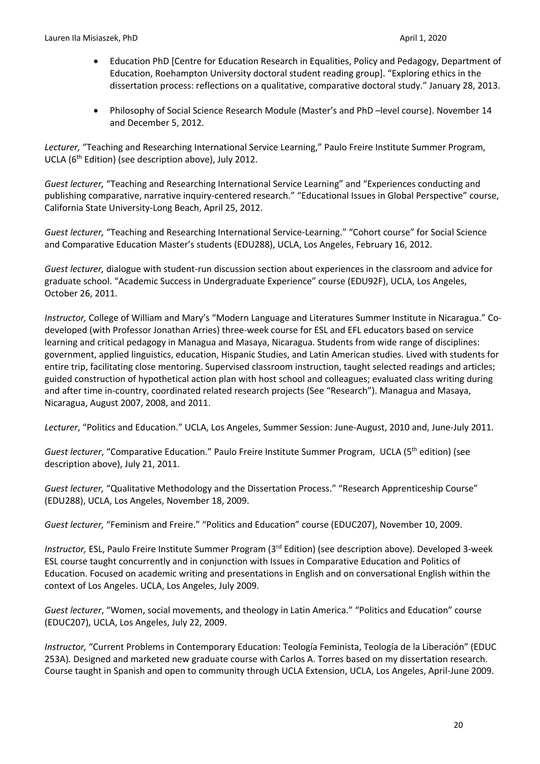- Education PhD [Centre for Education Research in Equalities, Policy and Pedagogy, Department of Education, Roehampton University doctoral student reading group]. "Exploring ethics in the dissertation process: reflections on a qualitative, comparative doctoral study." January 28, 2013.

- Philosophy of Social Science Research Module (Master's and PhD –level course). November 14 and December 5, 2012.

*Lecturer,* "Teaching and Researching International Service Learning," Paulo Freire Institute Summer Program, UCLA (6th Edition) (see description above), July 2012.

*Guest lecturer,* "Teaching and Researching International Service Learning" and "Experiences conducting and publishing comparative, narrative inquiry-centered research." "Educational Issues in Global Perspective" course, California State University-Long Beach, April 25, 2012.

*Guest lecturer,* "Teaching and Researching International Service-Learning." "Cohort course" for Social Science and Comparative Education Master's students (EDU288), UCLA, Los Angeles, February 16, 2012.

*Guest lecturer,* dialogue with student-run discussion section about experiences in the classroom and advice for graduate school. "Academic Success in Undergraduate Experience" course (EDU92F), UCLA, Los Angeles, October 26, 2011.

*Instructor,* College of William and Mary's "Modern Language and Literatures Summer Institute in Nicaragua." Co-developed (with Professor Jonathan Arries) three-week course for ESL and EFL educators based on service learning and critical pedagogy in Managua and Masaya, Nicaragua. Students from wide range of disciplines: government, applied linguistics, education, Hispanic Studies, and Latin American studies. Lived with students for entire trip, facilitating close mentoring. Supervised classroom instruction, taught selected readings and articles; guided construction of hypothetical action plan with host school and colleagues; evaluated class writing during and after time in-country, coordinated related research projects (See "Research"). Managua and Masaya, Nicaragua, August 2007, 2008, and 2011.

*Lecturer*, "Politics and Education." UCLA, Los Angeles, Summer Session: June-August, 2010 and, June-July 2011.

*Guest lecturer*, "Comparative Education." Paulo Freire Institute Summer Program, UCLA (5th edition) (see description above), July 21, 2011.

*Guest lecturer,* "Qualitative Methodology and the Dissertation Process." "Research Apprenticeship Course" (EDU288), UCLA, Los Angeles, November 18, 2009.

*Guest lecturer,* "Feminism and Freire." "Politics and Education" course (EDUC207), November 10, 2009.

*Instructor,* ESL, Paulo Freire Institute Summer Program (3rd Edition) (see description above). Developed 3-week ESL course taught concurrently and in conjunction with Issues in Comparative Education and Politics of Education. Focused on academic writing and presentations in English and on conversational English within the context of Los Angeles. UCLA, Los Angeles, July 2009.

*Guest lecturer*, "Women, social movements, and theology in Latin America." "Politics and Education" course (EDUC207), UCLA, Los Angeles, July 22, 2009.

*Instructor,* "Current Problems in Contemporary Education: Teología Feminista, Teología de la Liberación" (EDUC 253A)*.* Designed and marketed new graduate course with Carlos A. Torres based on my dissertation research. Course taught in Spanish and open to community through UCLA Extension, UCLA, Los Angeles, April-June 2009.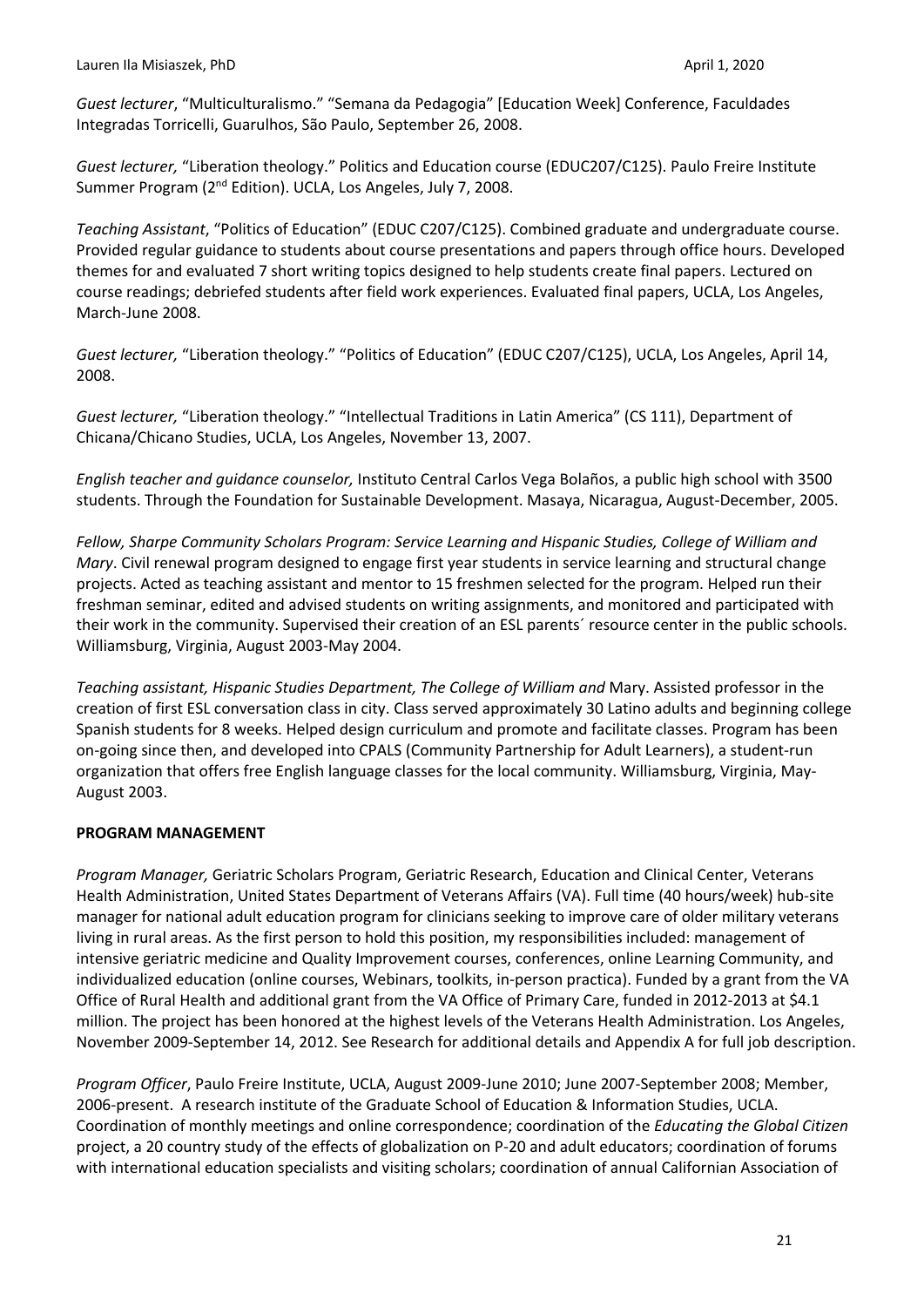*Guest lecturer*, "Multiculturalismo." "Semana da Pedagogia" [Education Week] Conference, Faculdades Integradas Torricelli, Guarulhos, São Paulo, September 26, 2008.

*Guest lecturer,* "Liberation theology." Politics and Education course (EDUC207/C125). Paulo Freire Institute Summer Program (2nd Edition). UCLA, Los Angeles, July 7, 2008.

*Teaching Assistant*, "Politics of Education" (EDUC C207/C125). Combined graduate and undergraduate course. Provided regular guidance to students about course presentations and papers through office hours. Developed themes for and evaluated 7 short writing topics designed to help students create final papers. Lectured on course readings; debriefed students after field work experiences. Evaluated final papers, UCLA, Los Angeles, March-June 2008.

*Guest lecturer,* "Liberation theology." "Politics of Education" (EDUC C207/C125), UCLA, Los Angeles, April 14, 2008.

*Guest lecturer,* "Liberation theology." "Intellectual Traditions in Latin America" (CS 111), Department of Chicana/Chicano Studies, UCLA, Los Angeles, November 13, 2007.

*English teacher and guidance counselor,* Instituto Central Carlos Vega Bolaños, a public high school with 3500 students. Through the Foundation for Sustainable Development. Masaya, Nicaragua, August-December, 2005.

*Fellow, Sharpe Community Scholars Program: Service Learning and Hispanic Studies, College of William and Mary*. Civil renewal program designed to engage first year students in service learning and structural change projects. Acted as teaching assistant and mentor to 15 freshmen selected for the program. Helped run their freshman seminar, edited and advised students on writing assignments, and monitored and participated with their work in the community. Supervised their creation of an ESL parents´ resource center in the public schools. Williamsburg, Virginia, August 2003-May 2004.

*Teaching assistant, Hispanic Studies Department, The College of William and* Mary. Assisted professor in the creation of first ESL conversation class in city. Class served approximately 30 Latino adults and beginning college Spanish students for 8 weeks. Helped design curriculum and promote and facilitate classes. Program has been on-going since then, and developed into CPALS (Community Partnership for Adult Learners), a student-run organization that offers free English language classes for the local community. Williamsburg, Virginia, May-August 2003.

**PROGRAM MANAGEMENT**

*Program Manager,* Geriatric Scholars Program, Geriatric Research, Education and Clinical Center, Veterans Health Administration, United States Department of Veterans Affairs (VA). Full time (40 hours/week) hub-site manager for national adult education program for clinicians seeking to improve care of older military veterans living in rural areas. As the first person to hold this position, my responsibilities included: management of intensive geriatric medicine and Quality Improvement courses, conferences, online Learning Community, and individualized education (online courses, Webinars, toolkits, in-person practica). Funded by a grant from the VA Office of Rural Health and additional grant from the VA Office of Primary Care, funded in 2012-2013 at $4.1 million. The project has been honored at the highest levels of the Veterans Health Administration. Los Angeles, November 2009-September 14, 2012. See Research for additional details and Appendix A for full job description.

*Program Officer*, Paulo Freire Institute, UCLA, August 2009-June 2010; June 2007-September 2008; Member, 2006-present. A research institute of the Graduate School of Education & Information Studies, UCLA. Coordination of monthly meetings and online correspondence; coordination of the *Educating the Global Citizen* project, a 20 country study of the effects of globalization on P-20 and adult educators; coordination of forums with international education specialists and visiting scholars; coordination of annual Californian Association of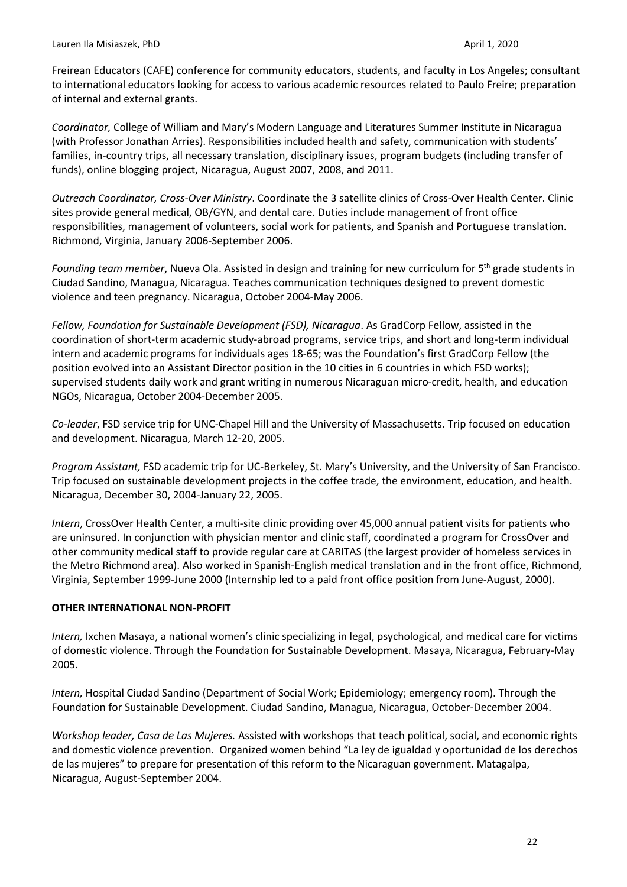Freirean Educators (CAFE) conference for community educators, students, and faculty in Los Angeles; consultant to international educators looking for access to various academic resources related to Paulo Freire; preparation of internal and external grants.

*Coordinator,* College of William and Mary's Modern Language and Literatures Summer Institute in Nicaragua (with Professor Jonathan Arries). Responsibilities included health and safety, communication with students' families, in-country trips, all necessary translation, disciplinary issues, program budgets (including transfer of funds), online blogging project, Nicaragua, August 2007, 2008, and 2011.

*Outreach Coordinator, Cross-Over Ministry*. Coordinate the 3 satellite clinics of Cross-Over Health Center. Clinic sites provide general medical, OB/GYN, and dental care. Duties include management of front office responsibilities, management of volunteers, social work for patients, and Spanish and Portuguese translation. Richmond, Virginia, January 2006-September 2006.

*Founding team member*, Nueva Ola. Assisted in design and training for new curriculum for 5th grade students in Ciudad Sandino, Managua, Nicaragua. Teaches communication techniques designed to prevent domestic violence and teen pregnancy. Nicaragua, October 2004-May 2006.

*Fellow, Foundation for Sustainable Development (FSD), Nicaragua*. As GradCorp Fellow, assisted in the coordination of short-term academic study-abroad programs, service trips, and short and long-term individual intern and academic programs for individuals ages 18-65; was the Foundation's first GradCorp Fellow (the position evolved into an Assistant Director position in the 10 cities in 6 countries in which FSD works); supervised students daily work and grant writing in numerous Nicaraguan micro-credit, health, and education NGOs, Nicaragua, October 2004-December 2005.

*Co-leader*, FSD service trip for UNC-Chapel Hill and the University of Massachusetts. Trip focused on education and development. Nicaragua, March 12-20, 2005.

*Program Assistant,* FSD academic trip for UC-Berkeley, St. Mary's University, and the University of San Francisco. Trip focused on sustainable development projects in the coffee trade, the environment, education, and health. Nicaragua, December 30, 2004-January 22, 2005.

*Intern*, CrossOver Health Center, a multi-site clinic providing over 45,000 annual patient visits for patients who are uninsured. In conjunction with physician mentor and clinic staff, coordinated a program for CrossOver and other community medical staff to provide regular care at CARITAS (the largest provider of homeless services in the Metro Richmond area). Also worked in Spanish-English medical translation and in the front office, Richmond, Virginia, September 1999-June 2000 (Internship led to a paid front office position from June-August, 2000).

**OTHER INTERNATIONAL NON-PROFIT**

*Intern,* Ixchen Masaya, a national women's clinic specializing in legal, psychological, and medical care for victims of domestic violence. Through the Foundation for Sustainable Development. Masaya, Nicaragua, February-May 2005.

*Intern,* Hospital Ciudad Sandino (Department of Social Work; Epidemiology; emergency room). Through the Foundation for Sustainable Development. Ciudad Sandino, Managua, Nicaragua, October-December 2004.

*Workshop leader, Casa de Las Mujeres.* Assisted with workshops that teach political, social, and economic rights and domestic violence prevention. Organized women behind "La ley de igualdad y oportunidad de los derechos de las mujeres" to prepare for presentation of this reform to the Nicaraguan government. Matagalpa, Nicaragua, August-September 2004.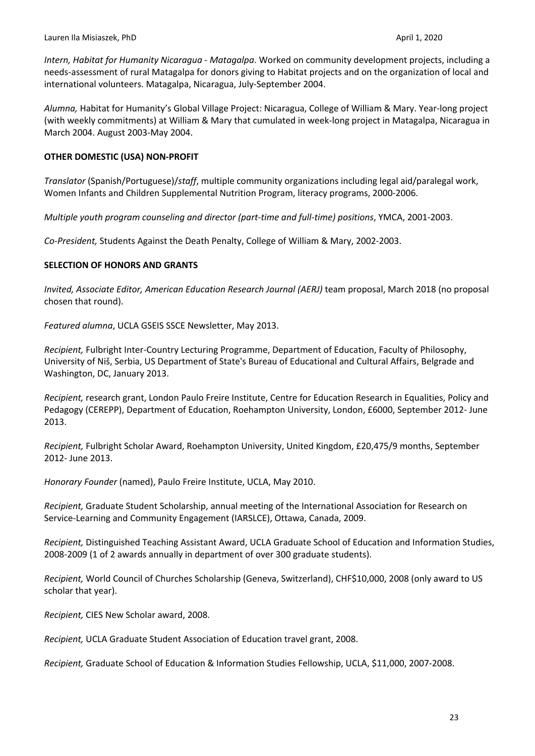*Intern, Habitat for Humanity Nicaragua - Matagalpa*. Worked on community development projects, including a needs-assessment of rural Matagalpa for donors giving to Habitat projects and on the organization of local and international volunteers. Matagalpa, Nicaragua, July-September 2004.

*Alumna,* Habitat for Humanity's Global Village Project: Nicaragua, College of William & Mary. Year-long project (with weekly commitments) at William & Mary that cumulated in week-long project in Matagalpa, Nicaragua in March 2004. August 2003-May 2004.

**OTHER DOMESTIC (USA) NON-PROFIT**

*Translator* (Spanish/Portuguese)/*staff*, multiple community organizations including legal aid/paralegal work, Women Infants and Children Supplemental Nutrition Program, literacy programs, 2000-2006.

*Multiple youth program counseling and director (part-time and full-time) positions*, YMCA, 2001-2003.

*Co-President,* Students Against the Death Penalty, College of William & Mary, 2002-2003.

**SELECTION OF HONORS AND GRANTS**

*Invited, Associate Editor, American Education Research Journal (AERJ)* team proposal, March 2018 (no proposal chosen that round).

*Featured alumna*, UCLA GSEIS SSCE Newsletter, May 2013.

*Recipient,* Fulbright Inter-Country Lecturing Programme, Department of Education, Faculty of Philosophy, University of Niš, Serbia, US Department of State's Bureau of Educational and Cultural Affairs, Belgrade and Washington, DC, January 2013.

*Recipient,* research grant, London Paulo Freire Institute, Centre for Education Research in Equalities, Policy and Pedagogy (CEREPP), Department of Education, Roehampton University, London, £6000, September 2012- June 2013.

*Recipient,* Fulbright Scholar Award, Roehampton University, United Kingdom, £20,475/9 months, September 2012- June 2013.

*Honorary Founder* (named), Paulo Freire Institute, UCLA, May 2010.

*Recipient,* Graduate Student Scholarship, annual meeting of the International Association for Research on Service-Learning and Community Engagement (IARSLCE), Ottawa, Canada, 2009.

*Recipient,* Distinguished Teaching Assistant Award, UCLA Graduate School of Education and Information Studies, 2008-2009 (1 of 2 awards annually in department of over 300 graduate students).

*Recipient,* World Council of Churches Scholarship (Geneva, Switzerland), CHF$10,000, 2008 (only award to US scholar that year).

*Recipient,* CIES New Scholar award, 2008.

*Recipient,* UCLA Graduate Student Association of Education travel grant, 2008.

*Recipient,* Graduate School of Education & Information Studies Fellowship, UCLA, $11,000, 2007-2008.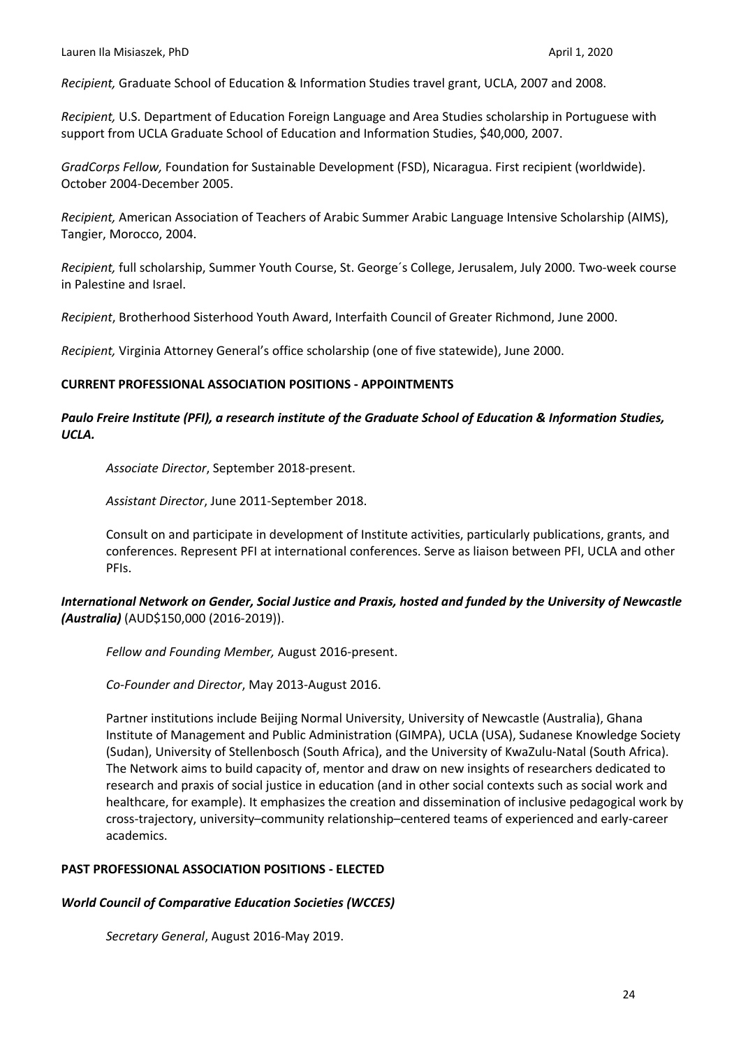*Recipient,* Graduate School of Education & Information Studies travel grant, UCLA, 2007 and 2008.

*Recipient,* U.S. Department of Education Foreign Language and Area Studies scholarship in Portuguese with support from UCLA Graduate School of Education and Information Studies, $40,000, 2007.

*GradCorps Fellow,* Foundation for Sustainable Development (FSD), Nicaragua. First recipient (worldwide). October 2004-December 2005.

*Recipient,* American Association of Teachers of Arabic Summer Arabic Language Intensive Scholarship (AIMS), Tangier, Morocco, 2004.

*Recipient,* full scholarship, Summer Youth Course, St. George´s College, Jerusalem, July 2000. Two-week course in Palestine and Israel.

*Recipient*, Brotherhood Sisterhood Youth Award, Interfaith Council of Greater Richmond, June 2000.

*Recipient,* Virginia Attorney General's office scholarship (one of five statewide), June 2000.

**CURRENT PROFESSIONAL ASSOCIATION POSITIONS - APPOINTMENTS**

***Paulo Freire Institute (PFI), a research institute of the Graduate School of Education & Information Studies, UCLA.***

> *Associate Director*, September 2018-present.
>
> *Assistant Director*, June 2011-September 2018.
>
> Consult on and participate in development of Institute activities, particularly publications, grants, and conferences. Represent PFI at international conferences. Serve as liaison between PFI, UCLA and other PFIs.

***International Network on Gender, Social Justice and Praxis, hosted and funded by the University of Newcastle (Australia)*** (AUD$150,000 (2016-2019)).

> *Fellow and Founding Member,* August 2016-present.
>
> *Co-Founder and Director*, May 2013-August 2016.
>
> Partner institutions include Beijing Normal University, University of Newcastle (Australia), Ghana Institute of Management and Public Administration (GIMPA), UCLA (USA), Sudanese Knowledge Society (Sudan), University of Stellenbosch (South Africa), and the University of KwaZulu-Natal (South Africa). The Network aims to build capacity of, mentor and draw on new insights of researchers dedicated to research and praxis of social justice in education (and in other social contexts such as social work and healthcare, for example). It emphasizes the creation and dissemination of inclusive pedagogical work by cross-trajectory, university–community relationship–centered teams of experienced and early-career academics.

**PAST PROFESSIONAL ASSOCIATION POSITIONS - ELECTED**

***World Council of Comparative Education Societies (WCCES)***

> *Secretary General*, August 2016-May 2019.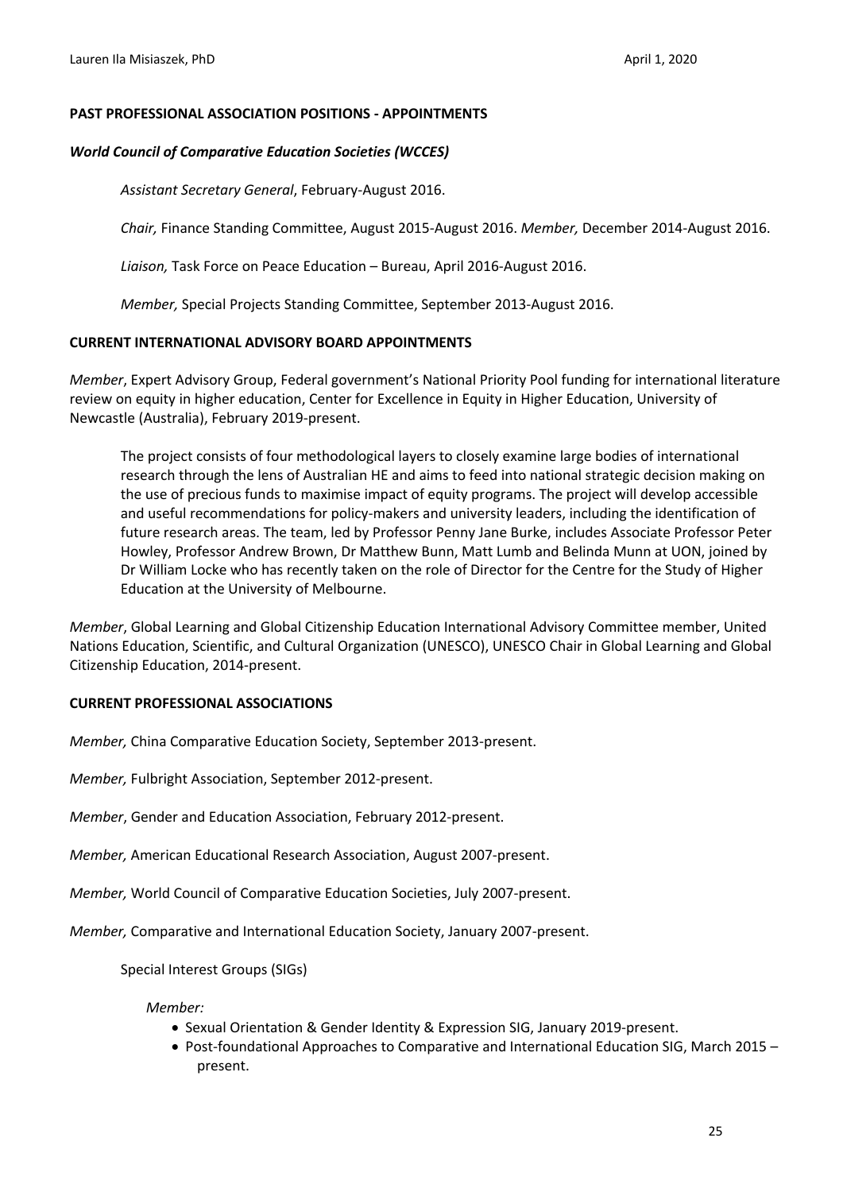**PAST PROFESSIONAL ASSOCIATION POSITIONS - APPOINTMENTS**

***World Council of Comparative Education Societies (WCCES)***

*Assistant Secretary General*, February-August 2016.

*Chair,* Finance Standing Committee, August 2015-August 2016. *Member,* December 2014-August 2016.

*Liaison,* Task Force on Peace Education – Bureau, April 2016-August 2016.

*Member,* Special Projects Standing Committee, September 2013-August 2016.

**CURRENT INTERNATIONAL ADVISORY BOARD APPOINTMENTS**

*Member*, Expert Advisory Group, Federal government's National Priority Pool funding for international literature review on equity in higher education, Center for Excellence in Equity in Higher Education, University of Newcastle (Australia), February 2019-present.

> The project consists of four methodological layers to closely examine large bodies of international research through the lens of Australian HE and aims to feed into national strategic decision making on the use of precious funds to maximise impact of equity programs. The project will develop accessible and useful recommendations for policy-makers and university leaders, including the identification of future research areas. The team, led by Professor Penny Jane Burke, includes Associate Professor Peter Howley, Professor Andrew Brown, Dr Matthew Bunn, Matt Lumb and Belinda Munn at UON, joined by Dr William Locke who has recently taken on the role of Director for the Centre for the Study of Higher Education at the University of Melbourne.

*Member*, Global Learning and Global Citizenship Education International Advisory Committee member, United Nations Education, Scientific, and Cultural Organization (UNESCO), UNESCO Chair in Global Learning and Global Citizenship Education, 2014-present.

**CURRENT PROFESSIONAL ASSOCIATIONS**

*Member,* China Comparative Education Society, September 2013-present.

*Member,* Fulbright Association, September 2012-present.

*Member*, Gender and Education Association, February 2012-present.

*Member,* American Educational Research Association, August 2007-present.

*Member,* World Council of Comparative Education Societies, July 2007-present.

*Member,* Comparative and International Education Society, January 2007-present.

Special Interest Groups (SIGs)

*Member:*

- Sexual Orientation & Gender Identity & Expression SIG, January 2019-present.
- Post-foundational Approaches to Comparative and International Education SIG, March 2015 – present.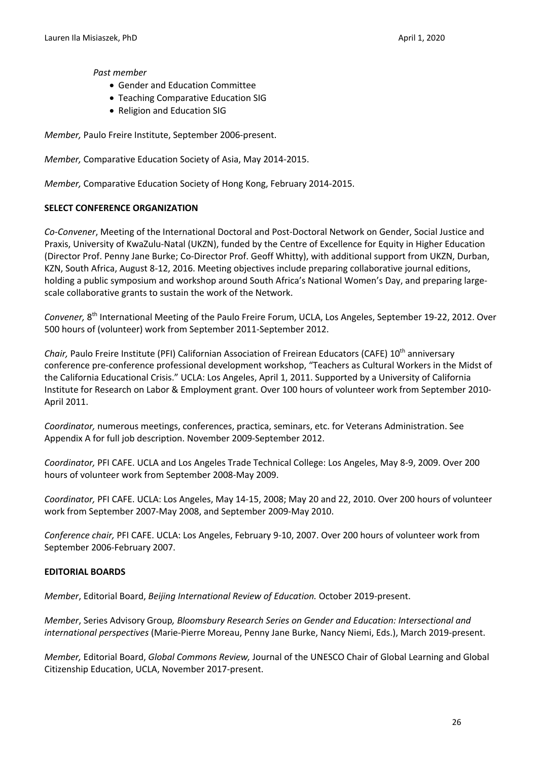*Past member*

- Gender and Education Committee
- Teaching Comparative Education SIG
- Religion and Education SIG

*Member,* Paulo Freire Institute, September 2006-present.

*Member,* Comparative Education Society of Asia, May 2014-2015.

*Member,* Comparative Education Society of Hong Kong, February 2014-2015.

**SELECT CONFERENCE ORGANIZATION**

*Co-Convener*, Meeting of the International Doctoral and Post-Doctoral Network on Gender, Social Justice and Praxis, University of KwaZulu-Natal (UKZN), funded by the Centre of Excellence for Equity in Higher Education (Director Prof. Penny Jane Burke; Co-Director Prof. Geoff Whitty), with additional support from UKZN, Durban, KZN, South Africa, August 8-12, 2016. Meeting objectives include preparing collaborative journal editions, holding a public symposium and workshop around South Africa's National Women's Day, and preparing large-scale collaborative grants to sustain the work of the Network.

*Convener,* 8th International Meeting of the Paulo Freire Forum, UCLA, Los Angeles, September 19-22, 2012. Over 500 hours of (volunteer) work from September 2011-September 2012.

*Chair,* Paulo Freire Institute (PFI) Californian Association of Freirean Educators (CAFE) 10th anniversary conference pre-conference professional development workshop, "Teachers as Cultural Workers in the Midst of the California Educational Crisis." UCLA: Los Angeles, April 1, 2011. Supported by a University of California Institute for Research on Labor & Employment grant. Over 100 hours of volunteer work from September 2010-April 2011.

*Coordinator,* numerous meetings, conferences, practica, seminars, etc. for Veterans Administration. See Appendix A for full job description. November 2009-September 2012.

*Coordinator,* PFI CAFE. UCLA and Los Angeles Trade Technical College: Los Angeles, May 8-9, 2009. Over 200 hours of volunteer work from September 2008-May 2009.

*Coordinator,* PFI CAFE. UCLA: Los Angeles, May 14-15, 2008; May 20 and 22, 2010. Over 200 hours of volunteer work from September 2007-May 2008, and September 2009-May 2010.

*Conference chair,* PFI CAFE. UCLA: Los Angeles, February 9-10, 2007. Over 200 hours of volunteer work from September 2006-February 2007.

**EDITORIAL BOARDS**

*Member*, Editorial Board, *Beijing International Review of Education.* October 2019-present.

*Member*, Series Advisory Group*, Bloomsbury Research Series on Gender and Education: Intersectional and international perspectives* (Marie-Pierre Moreau, Penny Jane Burke, Nancy Niemi, Eds.), March 2019-present.

*Member,* Editorial Board, *Global Commons Review,* Journal of the UNESCO Chair of Global Learning and Global Citizenship Education, UCLA, November 2017-present.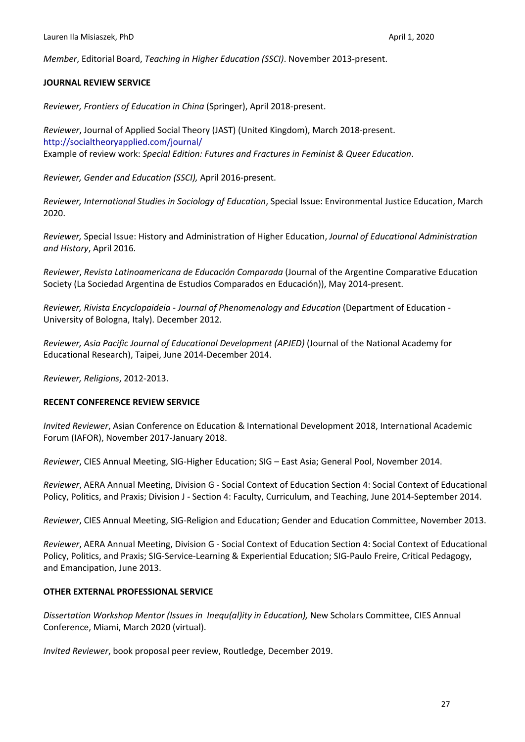*Member*, Editorial Board, *Teaching in Higher Education (SSCI)*. November 2013-present.

**JOURNAL REVIEW SERVICE**

*Reviewer, Frontiers of Education in China* (Springer), April 2018-present.

*Reviewer*, Journal of Applied Social Theory (JAST) (United Kingdom), March 2018-present.
http://socialtheoryapplied.com/journal/
Example of review work: *Special Edition: Futures and Fractures in Feminist & Queer Education*.

*Reviewer, Gender and Education (SSCI),* April 2016-present.

*Reviewer, International Studies in Sociology of Education*, Special Issue: Environmental Justice Education, March 2020.

*Reviewer,* Special Issue: History and Administration of Higher Education, *Journal of Educational Administration and History*, April 2016.

*Reviewer*, *Revista Latinoamericana de Educación Comparada* (Journal of the Argentine Comparative Education Society (La Sociedad Argentina de Estudios Comparados en Educación)), May 2014-present.

*Reviewer, Rivista Encyclopaideia - Journal of Phenomenology and Education* (Department of Education - University of Bologna, Italy). December 2012.

*Reviewer, Asia Pacific Journal of Educational Development (APJED)* (Journal of the National Academy for Educational Research), Taipei, June 2014-December 2014.

*Reviewer, Religions*, 2012-2013.

**RECENT CONFERENCE REVIEW SERVICE**

*Invited Reviewer*, Asian Conference on Education & International Development 2018, International Academic Forum (IAFOR), November 2017-January 2018.

*Reviewer*, CIES Annual Meeting, SIG-Higher Education; SIG – East Asia; General Pool, November 2014.

*Reviewer*, AERA Annual Meeting, Division G - Social Context of Education Section 4: Social Context of Educational Policy, Politics, and Praxis; Division J - Section 4: Faculty, Curriculum, and Teaching, June 2014-September 2014.

*Reviewer*, CIES Annual Meeting, SIG-Religion and Education; Gender and Education Committee, November 2013.

*Reviewer*, AERA Annual Meeting, Division G - Social Context of Education Section 4: Social Context of Educational Policy, Politics, and Praxis; SIG-Service-Learning & Experiential Education; SIG-Paulo Freire, Critical Pedagogy, and Emancipation, June 2013.

**OTHER EXTERNAL PROFESSIONAL SERVICE**

*Dissertation Workshop Mentor (Issues in Inequ(al)ity in Education),* New Scholars Committee, CIES Annual Conference, Miami, March 2020 (virtual).

*Invited Reviewer*, book proposal peer review, Routledge, December 2019.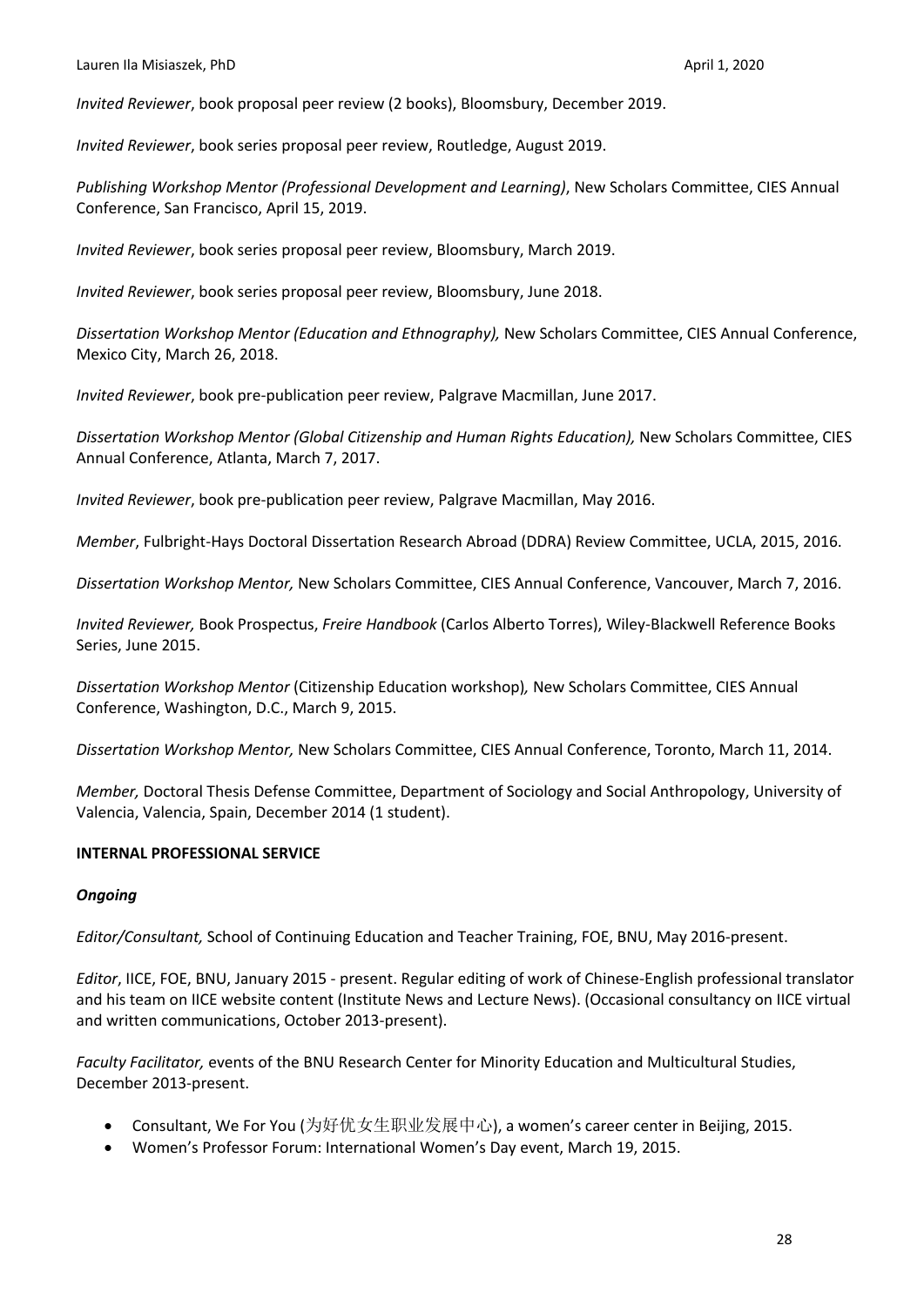*Invited Reviewer*, book proposal peer review (2 books), Bloomsbury, December 2019.

*Invited Reviewer*, book series proposal peer review, Routledge, August 2019.

*Publishing Workshop Mentor (Professional Development and Learning)*, New Scholars Committee, CIES Annual Conference, San Francisco, April 15, 2019.

*Invited Reviewer*, book series proposal peer review, Bloomsbury, March 2019.

*Invited Reviewer*, book series proposal peer review, Bloomsbury, June 2018.

*Dissertation Workshop Mentor (Education and Ethnography),* New Scholars Committee, CIES Annual Conference, Mexico City, March 26, 2018.

*Invited Reviewer*, book pre-publication peer review, Palgrave Macmillan, June 2017.

*Dissertation Workshop Mentor (Global Citizenship and Human Rights Education),* New Scholars Committee, CIES Annual Conference, Atlanta, March 7, 2017.

*Invited Reviewer*, book pre-publication peer review, Palgrave Macmillan, May 2016.

*Member*, Fulbright-Hays Doctoral Dissertation Research Abroad (DDRA) Review Committee, UCLA, 2015, 2016.

*Dissertation Workshop Mentor,* New Scholars Committee, CIES Annual Conference, Vancouver, March 7, 2016.

*Invited Reviewer,* Book Prospectus, *Freire Handbook* (Carlos Alberto Torres), Wiley-Blackwell Reference Books Series, June 2015.

*Dissertation Workshop Mentor* (Citizenship Education workshop)*,* New Scholars Committee, CIES Annual Conference, Washington, D.C., March 9, 2015.

*Dissertation Workshop Mentor,* New Scholars Committee, CIES Annual Conference, Toronto, March 11, 2014.

*Member,* Doctoral Thesis Defense Committee, Department of Sociology and Social Anthropology, University of Valencia, Valencia, Spain, December 2014 (1 student).

**INTERNAL PROFESSIONAL SERVICE**

***Ongoing***

*Editor/Consultant,* School of Continuing Education and Teacher Training, FOE, BNU, May 2016-present.

*Editor*, IICE, FOE, BNU, January 2015 - present. Regular editing of work of Chinese-English professional translator and his team on IICE website content (Institute News and Lecture News). (Occasional consultancy on IICE virtual and written communications, October 2013-present).

*Faculty Facilitator,* events of the BNU Research Center for Minority Education and Multicultural Studies, December 2013-present.

- Consultant, We For You (为好优女生职业发展中心), a women's career center in Beijing, 2015.
- Women's Professor Forum: International Women's Day event, March 19, 2015.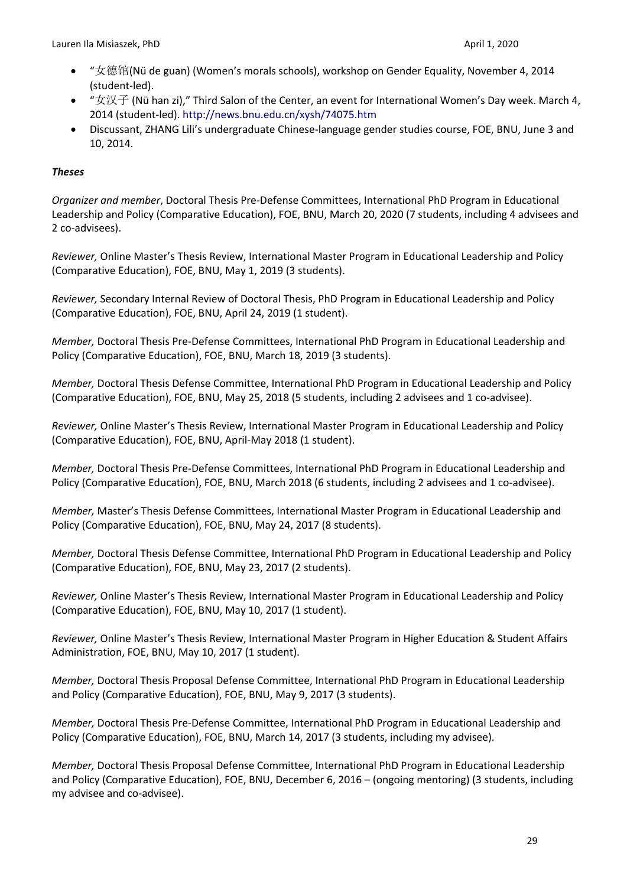- "女德馆(Nü de guan) (Women's morals schools), workshop on Gender Equality, November 4, 2014 (student-led).
- "女汉子 (Nü han zi)," Third Salon of the Center, an event for International Women's Day week. March 4, 2014 (student-led). http://news.bnu.edu.cn/xysh/74075.htm
- Discussant, ZHANG Lili's undergraduate Chinese-language gender studies course, FOE, BNU, June 3 and 10, 2014.

***Theses***

*Organizer and member*, Doctoral Thesis Pre-Defense Committees, International PhD Program in Educational Leadership and Policy (Comparative Education), FOE, BNU, March 20, 2020 (7 students, including 4 advisees and 2 co-advisees).

*Reviewer,* Online Master's Thesis Review, International Master Program in Educational Leadership and Policy (Comparative Education), FOE, BNU, May 1, 2019 (3 students).

*Reviewer,* Secondary Internal Review of Doctoral Thesis, PhD Program in Educational Leadership and Policy (Comparative Education), FOE, BNU, April 24, 2019 (1 student).

*Member,* Doctoral Thesis Pre-Defense Committees, International PhD Program in Educational Leadership and Policy (Comparative Education), FOE, BNU, March 18, 2019 (3 students).

*Member,* Doctoral Thesis Defense Committee, International PhD Program in Educational Leadership and Policy (Comparative Education), FOE, BNU, May 25, 2018 (5 students, including 2 advisees and 1 co-advisee).

*Reviewer,* Online Master's Thesis Review, International Master Program in Educational Leadership and Policy (Comparative Education), FOE, BNU, April-May 2018 (1 student).

*Member,* Doctoral Thesis Pre-Defense Committees, International PhD Program in Educational Leadership and Policy (Comparative Education), FOE, BNU, March 2018 (6 students, including 2 advisees and 1 co-advisee).

*Member,* Master's Thesis Defense Committees, International Master Program in Educational Leadership and Policy (Comparative Education), FOE, BNU, May 24, 2017 (8 students).

*Member,* Doctoral Thesis Defense Committee, International PhD Program in Educational Leadership and Policy (Comparative Education), FOE, BNU, May 23, 2017 (2 students).

*Reviewer,* Online Master's Thesis Review, International Master Program in Educational Leadership and Policy (Comparative Education), FOE, BNU, May 10, 2017 (1 student).

*Reviewer,* Online Master's Thesis Review, International Master Program in Higher Education & Student Affairs Administration, FOE, BNU, May 10, 2017 (1 student).

*Member,* Doctoral Thesis Proposal Defense Committee, International PhD Program in Educational Leadership and Policy (Comparative Education), FOE, BNU, May 9, 2017 (3 students).

*Member,* Doctoral Thesis Pre-Defense Committee, International PhD Program in Educational Leadership and Policy (Comparative Education), FOE, BNU, March 14, 2017 (3 students, including my advisee).

*Member,* Doctoral Thesis Proposal Defense Committee, International PhD Program in Educational Leadership and Policy (Comparative Education), FOE, BNU, December 6, 2016 – (ongoing mentoring) (3 students, including my advisee and co-advisee).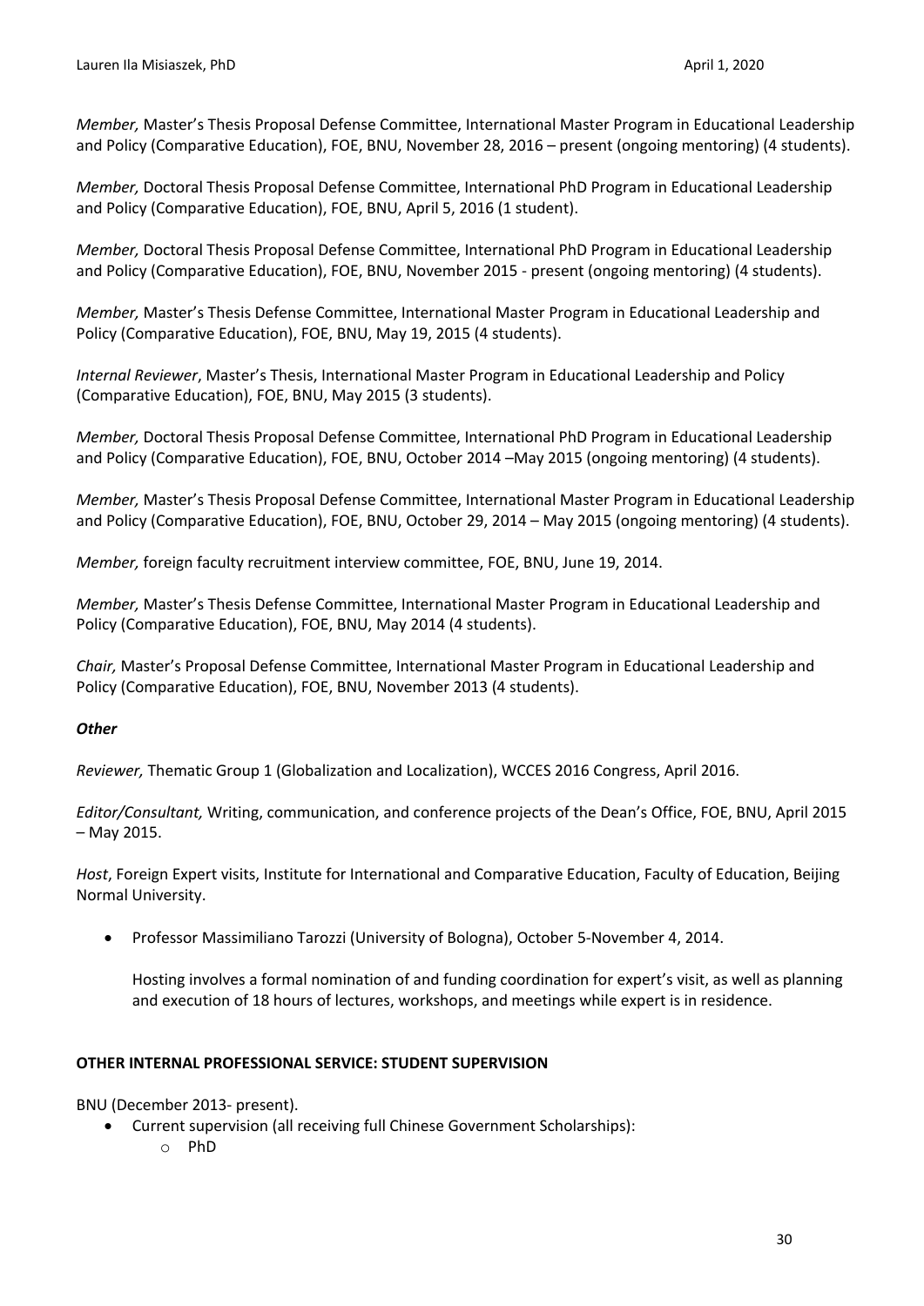*Member,* Master's Thesis Proposal Defense Committee, International Master Program in Educational Leadership and Policy (Comparative Education), FOE, BNU, November 28, 2016 – present (ongoing mentoring) (4 students).

*Member,* Doctoral Thesis Proposal Defense Committee, International PhD Program in Educational Leadership and Policy (Comparative Education), FOE, BNU, April 5, 2016 (1 student).

*Member,* Doctoral Thesis Proposal Defense Committee, International PhD Program in Educational Leadership and Policy (Comparative Education), FOE, BNU, November 2015 - present (ongoing mentoring) (4 students).

*Member,* Master's Thesis Defense Committee, International Master Program in Educational Leadership and Policy (Comparative Education), FOE, BNU, May 19, 2015 (4 students).

*Internal Reviewer*, Master's Thesis, International Master Program in Educational Leadership and Policy (Comparative Education), FOE, BNU, May 2015 (3 students).

*Member,* Doctoral Thesis Proposal Defense Committee, International PhD Program in Educational Leadership and Policy (Comparative Education), FOE, BNU, October 2014 –May 2015 (ongoing mentoring) (4 students).

*Member,* Master's Thesis Proposal Defense Committee, International Master Program in Educational Leadership and Policy (Comparative Education), FOE, BNU, October 29, 2014 – May 2015 (ongoing mentoring) (4 students).

*Member,* foreign faculty recruitment interview committee, FOE, BNU, June 19, 2014.

*Member,* Master's Thesis Defense Committee, International Master Program in Educational Leadership and Policy (Comparative Education), FOE, BNU, May 2014 (4 students).

*Chair,* Master's Proposal Defense Committee, International Master Program in Educational Leadership and Policy (Comparative Education), FOE, BNU, November 2013 (4 students).

***Other***

*Reviewer,* Thematic Group 1 (Globalization and Localization), WCCES 2016 Congress, April 2016.

*Editor/Consultant,* Writing, communication, and conference projects of the Dean's Office, FOE, BNU, April 2015 – May 2015.

*Host*, Foreign Expert visits, Institute for International and Comparative Education, Faculty of Education, Beijing Normal University.

- Professor Massimiliano Tarozzi (University of Bologna), October 5-November 4, 2014.

  Hosting involves a formal nomination of and funding coordination for expert's visit, as well as planning and execution of 18 hours of lectures, workshops, and meetings while expert is in residence.

**OTHER INTERNAL PROFESSIONAL SERVICE: STUDENT SUPERVISION**

BNU (December 2013- present).

- Current supervision (all receiving full Chinese Government Scholarships):
  - PhD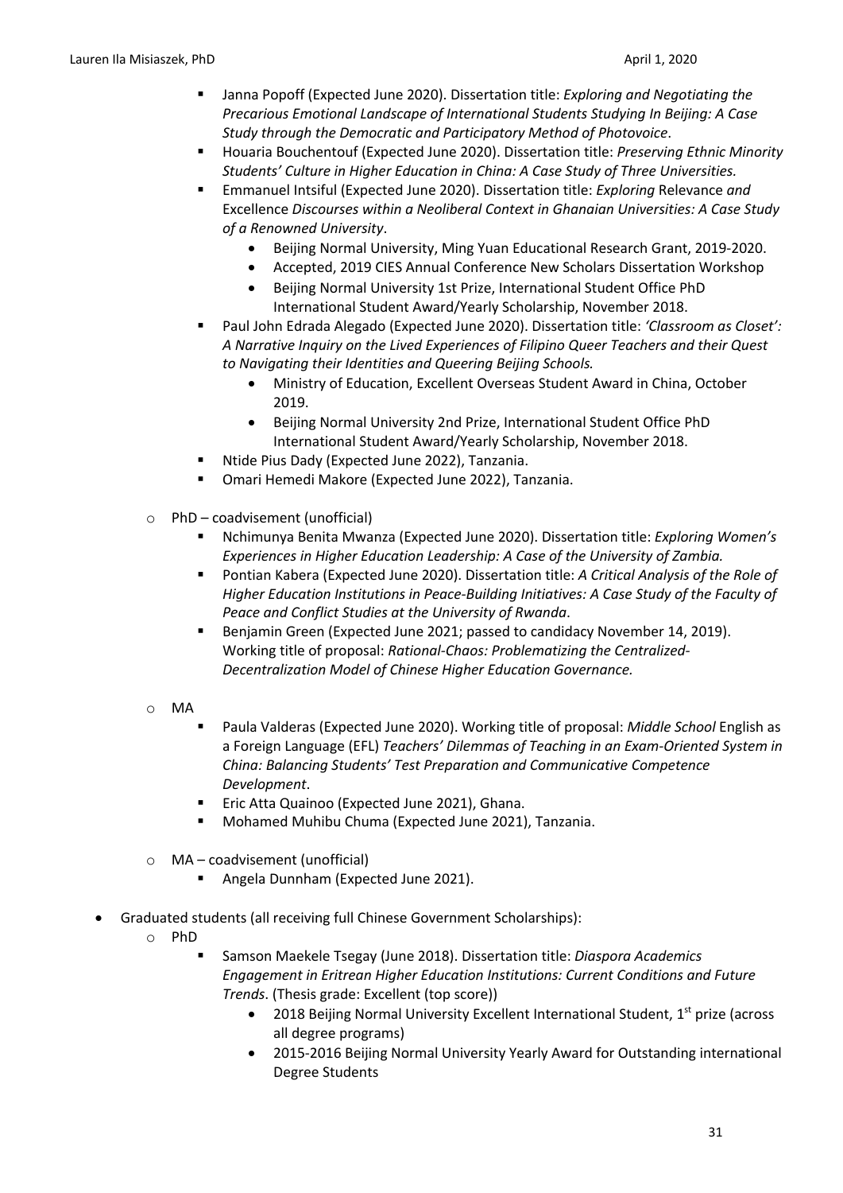- Janna Popoff (Expected June 2020). Dissertation title: *Exploring and Negotiating the Precarious Emotional Landscape of International Students Studying In Beijing: A Case Study through the Democratic and Participatory Method of Photovoice*.
    - Houaria Bouchentouf (Expected June 2020). Dissertation title: *Preserving Ethnic Minority Students' Culture in Higher Education in China: A Case Study of Three Universities.*
    - Emmanuel Intsiful (Expected June 2020). Dissertation title: *Exploring* Relevance *and* Excellence *Discourses within a Neoliberal Context in Ghanaian Universities: A Case Study of a Renowned University*.
      - Beijing Normal University, Ming Yuan Educational Research Grant, 2019-2020.
      - Accepted, 2019 CIES Annual Conference New Scholars Dissertation Workshop
      - Beijing Normal University 1st Prize, International Student Office PhD International Student Award/Yearly Scholarship, November 2018.
    - Paul John Edrada Alegado (Expected June 2020). Dissertation title: *'Classroom as Closet': A Narrative Inquiry on the Lived Experiences of Filipino Queer Teachers and their Quest to Navigating their Identities and Queering Beijing Schools.*
      - Ministry of Education, Excellent Overseas Student Award in China, October 2019.
      - Beijing Normal University 2nd Prize, International Student Office PhD International Student Award/Yearly Scholarship, November 2018.
    - Ntide Pius Dady (Expected June 2022), Tanzania.
    - Omari Hemedi Makore (Expected June 2022), Tanzania.
  - PhD – coadvisement (unofficial)
    - Nchimunya Benita Mwanza (Expected June 2020). Dissertation title: *Exploring Women's Experiences in Higher Education Leadership: A Case of the University of Zambia.*
    - Pontian Kabera (Expected June 2020). Dissertation title: *A Critical Analysis of the Role of Higher Education Institutions in Peace-Building Initiatives: A Case Study of the Faculty of Peace and Conflict Studies at the University of Rwanda*.
    - Benjamin Green (Expected June 2021; passed to candidacy November 14, 2019). Working title of proposal: *Rational-Chaos: Problematizing the Centralized-Decentralization Model of Chinese Higher Education Governance.*
  - MA
    - Paula Valderas (Expected June 2020). Working title of proposal: *Middle School* English as a Foreign Language (EFL) *Teachers' Dilemmas of Teaching in an Exam-Oriented System in China: Balancing Students' Test Preparation and Communicative Competence Development*.
    - Eric Atta Quainoo (Expected June 2021), Ghana.
    - Mohamed Muhibu Chuma (Expected June 2021), Tanzania.
  - MA – coadvisement (unofficial)
    - Angela Dunnham (Expected June 2021).
- Graduated students (all receiving full Chinese Government Scholarships):
  - PhD
    - Samson Maekele Tsegay (June 2018). Dissertation title: *Diaspora Academics Engagement in Eritrean Higher Education Institutions: Current Conditions and Future Trends*. (Thesis grade: Excellent (top score))
      - 2018 Beijing Normal University Excellent International Student, 1st prize (across all degree programs)
      - 2015-2016 Beijing Normal University Yearly Award for Outstanding international Degree Students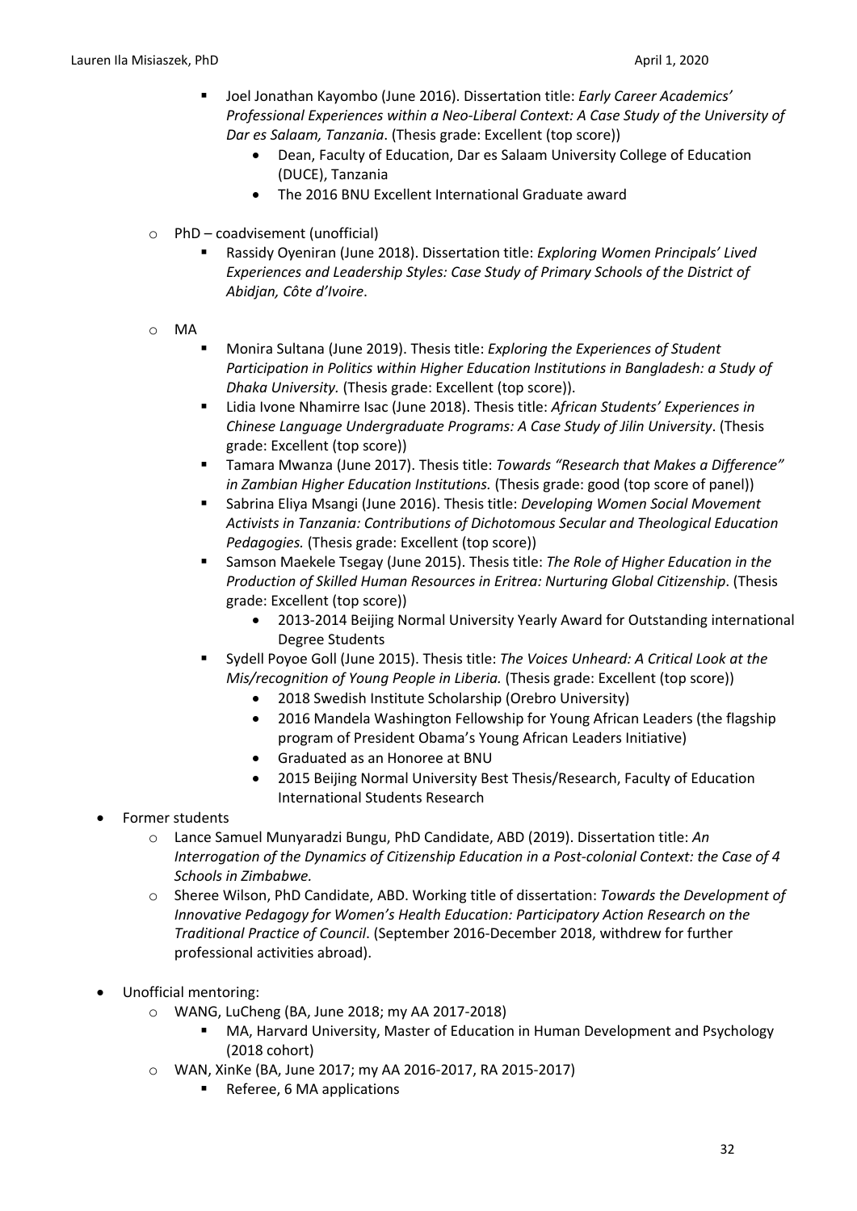- Joel Jonathan Kayombo (June 2016). Dissertation title: *Early Career Academics' Professional Experiences within a Neo-Liberal Context: A Case Study of the University of Dar es Salaam, Tanzania*. (Thesis grade: Excellent (top score))
        - Dean, Faculty of Education, Dar es Salaam University College of Education (DUCE), Tanzania
        - The 2016 BNU Excellent International Graduate award
  - PhD – coadvisement (unofficial)
    - Rassidy Oyeniran (June 2018). Dissertation title: *Exploring Women Principals' Lived Experiences and Leadership Styles: Case Study of Primary Schools of the District of Abidjan, Côte d'Ivoire*.
  - MA
    - Monira Sultana (June 2019). Thesis title: *Exploring the Experiences of Student Participation in Politics within Higher Education Institutions in Bangladesh: a Study of Dhaka University.* (Thesis grade: Excellent (top score)).
    - Lidia Ivone Nhamirre Isac (June 2018). Thesis title: *African Students' Experiences in Chinese Language Undergraduate Programs: A Case Study of Jilin University*. (Thesis grade: Excellent (top score))
    - Tamara Mwanza (June 2017). Thesis title: *Towards "Research that Makes a Difference" in Zambian Higher Education Institutions.* (Thesis grade: good (top score of panel))
    - Sabrina Eliya Msangi (June 2016). Thesis title: *Developing Women Social Movement Activists in Tanzania: Contributions of Dichotomous Secular and Theological Education Pedagogies.* (Thesis grade: Excellent (top score))
    - Samson Maekele Tsegay (June 2015). Thesis title: *The Role of Higher Education in the Production of Skilled Human Resources in Eritrea: Nurturing Global Citizenship*. (Thesis grade: Excellent (top score))
        - 2013-2014 Beijing Normal University Yearly Award for Outstanding international Degree Students
    - Sydell Poyoe Goll (June 2015). Thesis title: *The Voices Unheard: A Critical Look at the Mis/recognition of Young People in Liberia.* (Thesis grade: Excellent (top score))
        - 2018 Swedish Institute Scholarship (Orebro University)
        - 2016 Mandela Washington Fellowship for Young African Leaders (the flagship program of President Obama's Young African Leaders Initiative)
        - Graduated as an Honoree at BNU
        - 2015 Beijing Normal University Best Thesis/Research, Faculty of Education International Students Research

- Former students
  - Lance Samuel Munyaradzi Bungu, PhD Candidate, ABD (2019). Dissertation title: *An Interrogation of the Dynamics of Citizenship Education in a Post-colonial Context: the Case of 4 Schools in Zimbabwe.*
  - Sheree Wilson, PhD Candidate, ABD. Working title of dissertation: *Towards the Development of Innovative Pedagogy for Women's Health Education: Participatory Action Research on the Traditional Practice of Council*. (September 2016-December 2018, withdrew for further professional activities abroad).

- Unofficial mentoring:
  - WANG, LuCheng (BA, June 2018; my AA 2017-2018)
    - MA, Harvard University, Master of Education in Human Development and Psychology (2018 cohort)
  - WAN, XinKe (BA, June 2017; my AA 2016-2017, RA 2015-2017)
    - Referee, 6 MA applications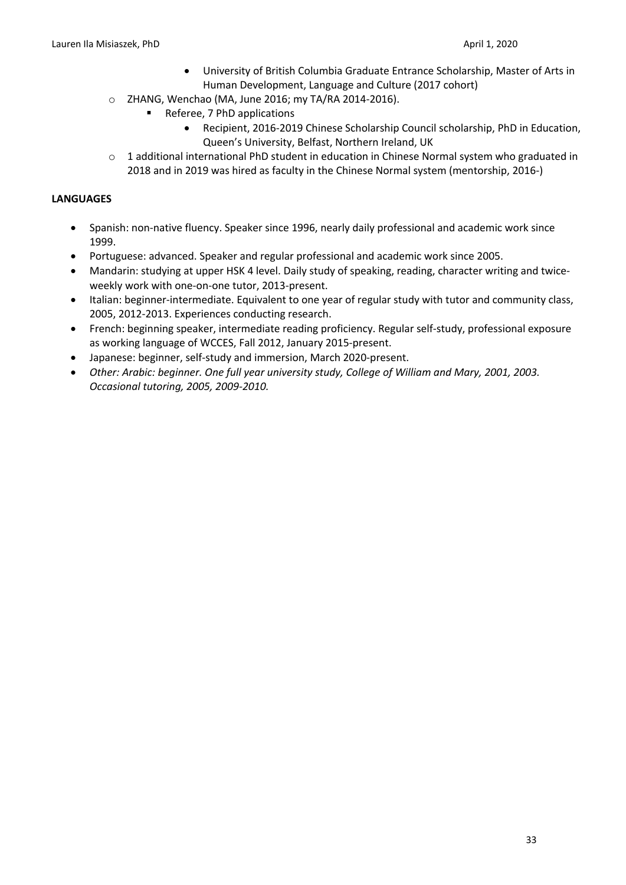- University of British Columbia Graduate Entrance Scholarship, Master of Arts in Human Development, Language and Culture (2017 cohort)
  - ZHANG, Wenchao (MA, June 2016; my TA/RA 2014-2016).
    - Referee, 7 PhD applications
      - Recipient, 2016-2019 Chinese Scholarship Council scholarship, PhD in Education, Queen's University, Belfast, Northern Ireland, UK
  - 1 additional international PhD student in education in Chinese Normal system who graduated in 2018 and in 2019 was hired as faculty in the Chinese Normal system (mentorship, 2016-)

**LANGUAGES**

- Spanish: non-native fluency. Speaker since 1996, nearly daily professional and academic work since 1999.
- Portuguese: advanced. Speaker and regular professional and academic work since 2005.
- Mandarin: studying at upper HSK 4 level. Daily study of speaking, reading, character writing and twice-weekly work with one-on-one tutor, 2013-present.
- Italian: beginner-intermediate. Equivalent to one year of regular study with tutor and community class, 2005, 2012-2013. Experiences conducting research.
- French: beginning speaker, intermediate reading proficiency. Regular self-study, professional exposure as working language of WCCES, Fall 2012, January 2015-present.
- Japanese: beginner, self-study and immersion, March 2020-present.
- *Other: Arabic: beginner. One full year university study, College of William and Mary, 2001, 2003. Occasional tutoring, 2005, 2009-2010.*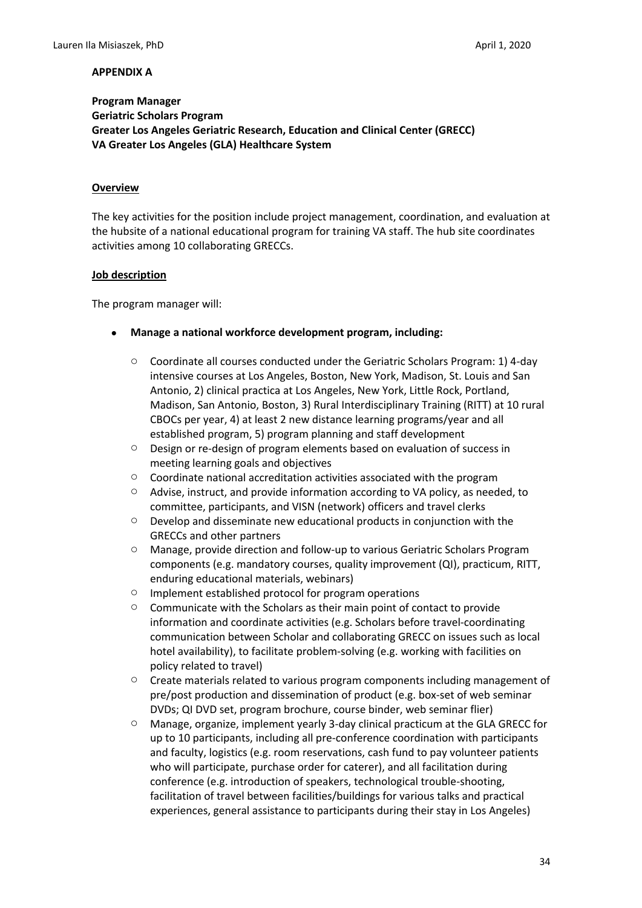**APPENDIX A**

**Program Manager**
**Geriatric Scholars Program**
**Greater Los Angeles Geriatric Research, Education and Clinical Center (GRECC)**
**VA Greater Los Angeles (GLA) Healthcare System**

**Overview**

The key activities for the position include project management, coordination, and evaluation at the hubsite of a national educational program for training VA staff. The hub site coordinates activities among 10 collaborating GRECCs.

**Job description**

The program manager will:

- **Manage a national workforce development program, including:**
    - Coordinate all courses conducted under the Geriatric Scholars Program: 1) 4-day intensive courses at Los Angeles, Boston, New York, Madison, St. Louis and San Antonio, 2) clinical practica at Los Angeles, New York, Little Rock, Portland, Madison, San Antonio, Boston, 3) Rural Interdisciplinary Training (RITT) at 10 rural CBOCs per year, 4) at least 2 new distance learning programs/year and all established program, 5) program planning and staff development
    - Design or re-design of program elements based on evaluation of success in meeting learning goals and objectives
    - Coordinate national accreditation activities associated with the program
    - Advise, instruct, and provide information according to VA policy, as needed, to committee, participants, and VISN (network) officers and travel clerks
    - Develop and disseminate new educational products in conjunction with the GRECCs and other partners
    - Manage, provide direction and follow-up to various Geriatric Scholars Program components (e.g. mandatory courses, quality improvement (QI), practicum, RITT, enduring educational materials, webinars)
    - Implement established protocol for program operations
    - Communicate with the Scholars as their main point of contact to provide information and coordinate activities (e.g. Scholars before travel-coordinating communication between Scholar and collaborating GRECC on issues such as local hotel availability), to facilitate problem-solving (e.g. working with facilities on policy related to travel)
    - Create materials related to various program components including management of pre/post production and dissemination of product (e.g. box-set of web seminar DVDs; QI DVD set, program brochure, course binder, web seminar flier)
    - Manage, organize, implement yearly 3-day clinical practicum at the GLA GRECC for up to 10 participants, including all pre-conference coordination with participants and faculty, logistics (e.g. room reservations, cash fund to pay volunteer patients who will participate, purchase order for caterer), and all facilitation during conference (e.g. introduction of speakers, technological trouble-shooting, facilitation of travel between facilities/buildings for various talks and practical experiences, general assistance to participants during their stay in Los Angeles)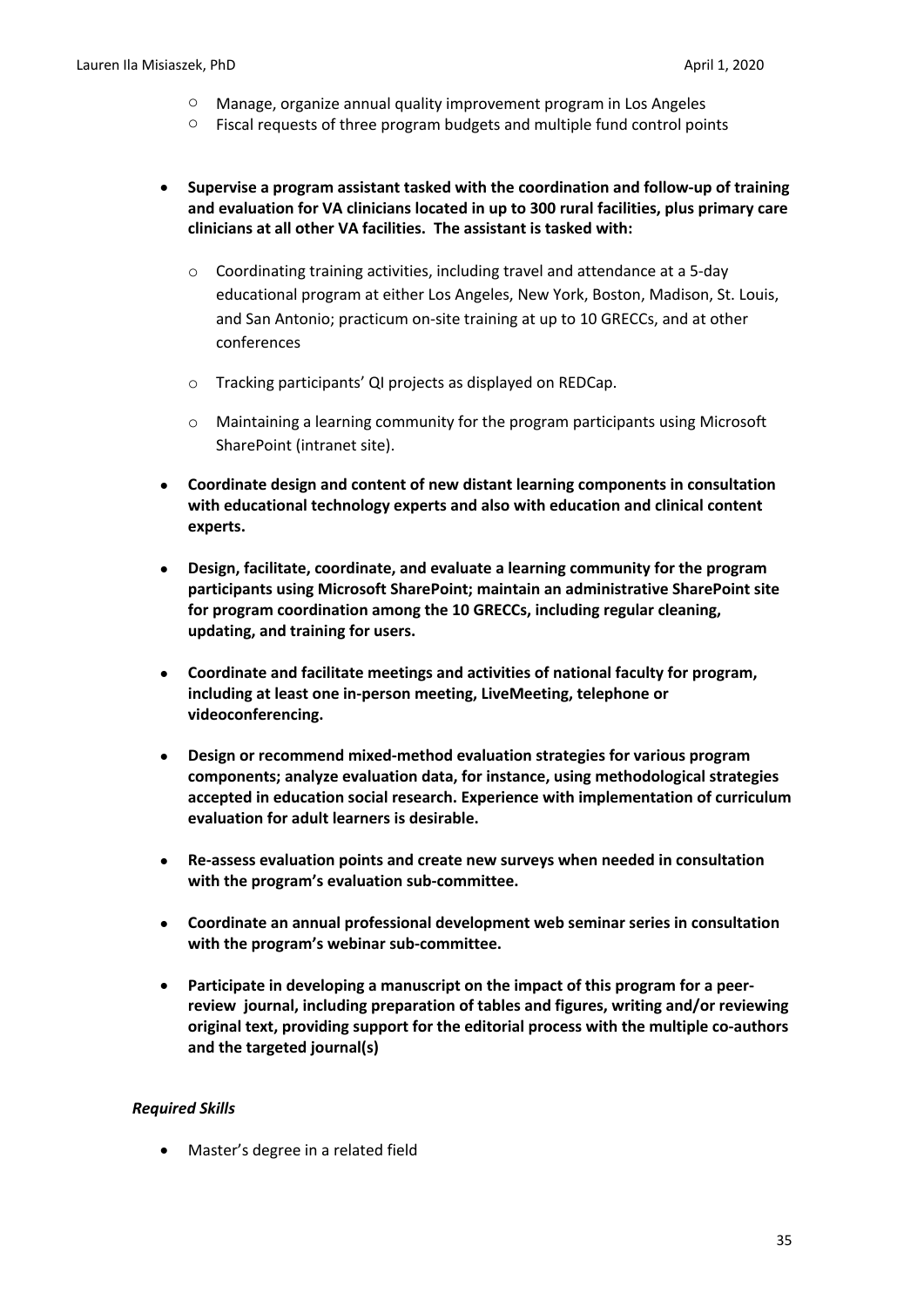- Manage, organize annual quality improvement program in Los Angeles
    - Fiscal requests of three program budgets and multiple fund control points

- **Supervise a program assistant tasked with the coordination and follow-up of training and evaluation for VA clinicians located in up to 300 rural facilities, plus primary care clinicians at all other VA facilities. The assistant is tasked with:**
    - Coordinating training activities, including travel and attendance at a 5-day educational program at either Los Angeles, New York, Boston, Madison, St. Louis, and San Antonio; practicum on-site training at up to 10 GRECCs, and at other conferences
    - Tracking participants' QI projects as displayed on REDCap.
    - Maintaining a learning community for the program participants using Microsoft SharePoint (intranet site).
- **Coordinate design and content of new distant learning components in consultation with educational technology experts and also with education and clinical content experts.**
- **Design, facilitate, coordinate, and evaluate a learning community for the program participants using Microsoft SharePoint; maintain an administrative SharePoint site for program coordination among the 10 GRECCs, including regular cleaning, updating, and training for users.**
- **Coordinate and facilitate meetings and activities of national faculty for program, including at least one in-person meeting, LiveMeeting, telephone or videoconferencing.**
- **Design or recommend mixed-method evaluation strategies for various program components; analyze evaluation data, for instance, using methodological strategies accepted in education social research. Experience with implementation of curriculum evaluation for adult learners is desirable.**
- **Re-assess evaluation points and create new surveys when needed in consultation with the program's evaluation sub-committee.**
- **Coordinate an annual professional development web seminar series in consultation with the program's webinar sub-committee.**
- **Participate in developing a manuscript on the impact of this program for a peer-review journal, including preparation of tables and figures, writing and/or reviewing original text, providing support for the editorial process with the multiple co-authors and the targeted journal(s)**

***Required Skills***

- Master's degree in a related field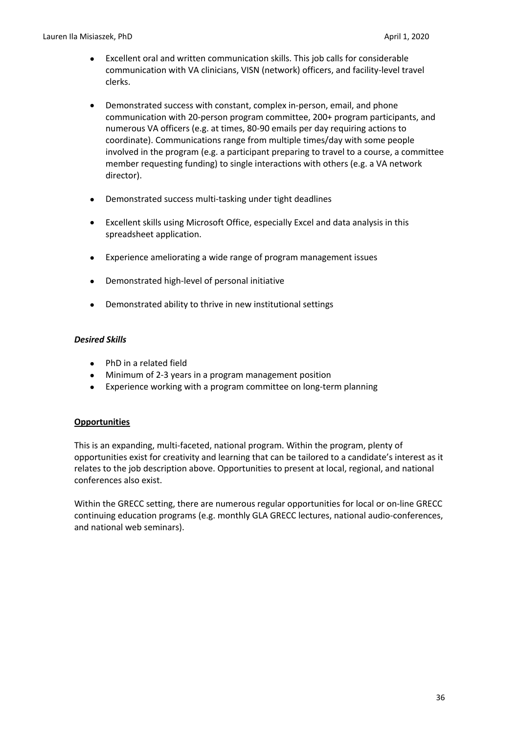- Excellent oral and written communication skills. This job calls for considerable communication with VA clinicians, VISN (network) officers, and facility-level travel clerks.

- Demonstrated success with constant, complex in-person, email, and phone communication with 20-person program committee, 200+ program participants, and numerous VA officers (e.g. at times, 80-90 emails per day requiring actions to coordinate). Communications range from multiple times/day with some people involved in the program (e.g. a participant preparing to travel to a course, a committee member requesting funding) to single interactions with others (e.g. a VA network director).

- Demonstrated success multi-tasking under tight deadlines

- Excellent skills using Microsoft Office, especially Excel and data analysis in this spreadsheet application.

- Experience ameliorating a wide range of program management issues

- Demonstrated high-level of personal initiative

- Demonstrated ability to thrive in new institutional settings

***Desired Skills***

- PhD in a related field
- Minimum of 2-3 years in a program management position
- Experience working with a program committee on long-term planning

**<u>Opportunities</u>**

This is an expanding, multi-faceted, national program. Within the program, plenty of opportunities exist for creativity and learning that can be tailored to a candidate's interest as it relates to the job description above. Opportunities to present at local, regional, and national conferences also exist.

Within the GRECC setting, there are numerous regular opportunities for local or on-line GRECC continuing education programs (e.g. monthly GLA GRECC lectures, national audio-conferences, and national web seminars).